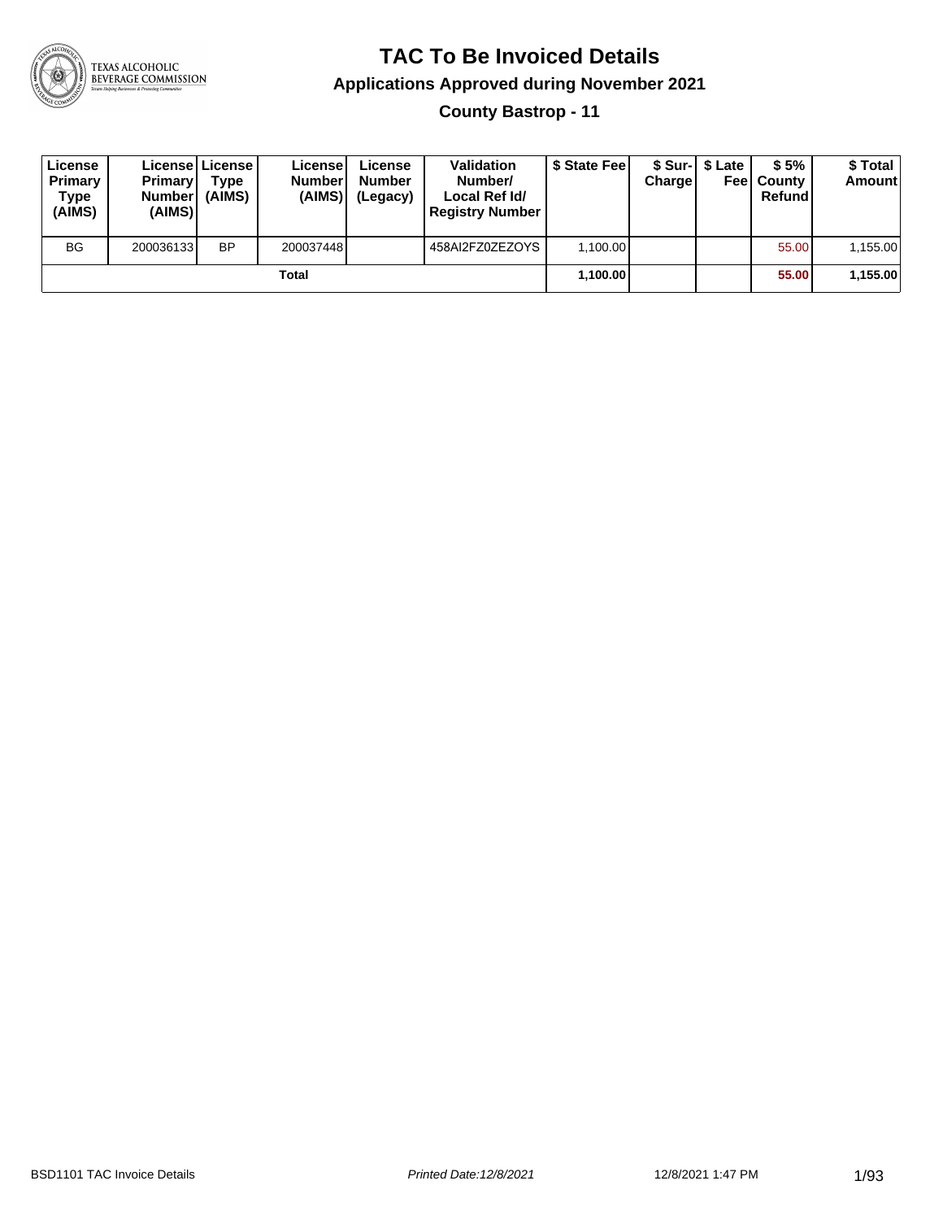# TAC To Be Invoiced Details

## Applications Approved during November 2021

### County Bastrop - 11

| License Primary Type (AIMS) | License Primary Number (AIMS) | License Type (AIMS) | License Number (AIMS) | License Number (Legacy) | Validation Number/ Local Ref Id/ Registry Number | $ State Fee | $ Sur-Charge | $ Late Fee | $ 5% County Refund | $ Total Amount |
|---|---|---|---|---|---|---|---|---|---|---|
| BG | 200036133 | BP | 200037448 | | 458AI2FZ0ZEZOYS | 1,100.00 | | | 55.00 | 1,155.00 |
| | | | Total | | | 1,100.00 | | | 55.00 | 1,155.00 |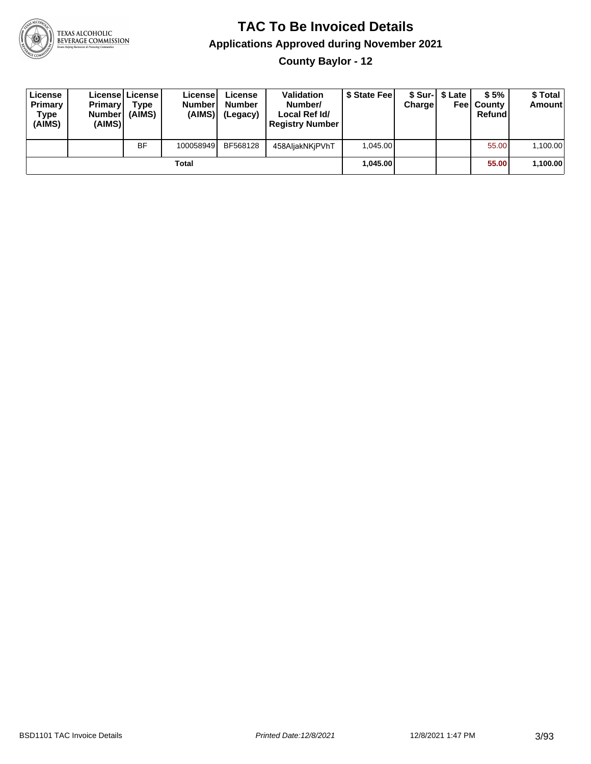# TAC To Be Invoiced Details

## Applications Approved during November 2021

### County Baylor - 12

| License Primary Type (AIMS) | License Primary Number (AIMS) | License Type (AIMS) | License Number (AIMS) | License Number (Legacy) | Validation Number/ Local Ref Id/ Registry Number | $ State Fee | $ Sur-Charge | $ Late Fee | $ 5% County Refund | $ Total Amount |
|---|---|---|---|---|---|---|---|---|---|---|
| | | BF | 100058949 | BF568128 | 458AljakNKjPVhT | 1,045.00 | | | 55.00 | 1,100.00 |
| | | | Total | | | **1,045.00** | | | **55.00** | **1,100.00** |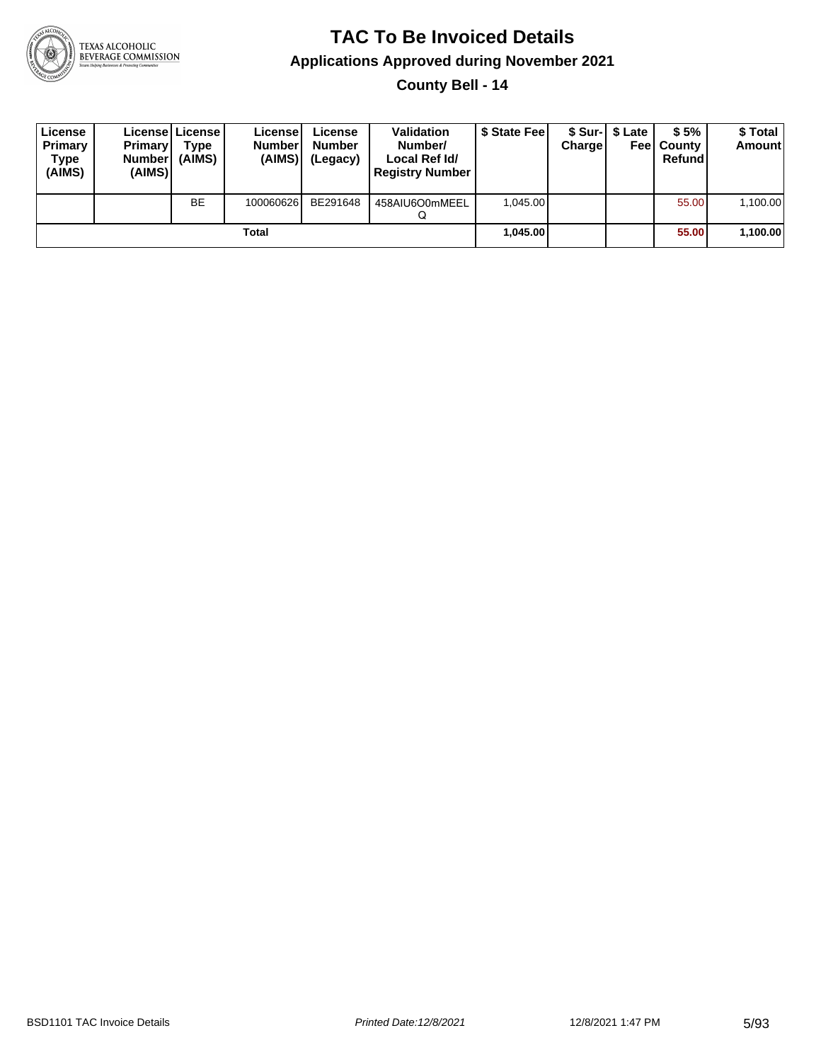# TAC To Be Invoiced Details

## Applications Approved during November 2021

### County Bell - 14

| License Primary Type (AIMS) | License Primary Number (AIMS) | License Type (AIMS) | License Number (AIMS) | License Number (Legacy) | Validation Number/ Local Ref Id/ Registry Number | $ State Fee | $ Sur-Charge | $ Late Fee | $ 5% County Refund | $ Total Amount |
|---|---|---|---|---|---|---|---|---|---|---|
| | | BE | 100060626 | BE291648 | 458AIU6O0mMEELQ | 1,045.00 | | | 55.00 | 1,100.00 |
| **Total** | | | | | | **1,045.00** | | | **55.00** | **1,100.00** |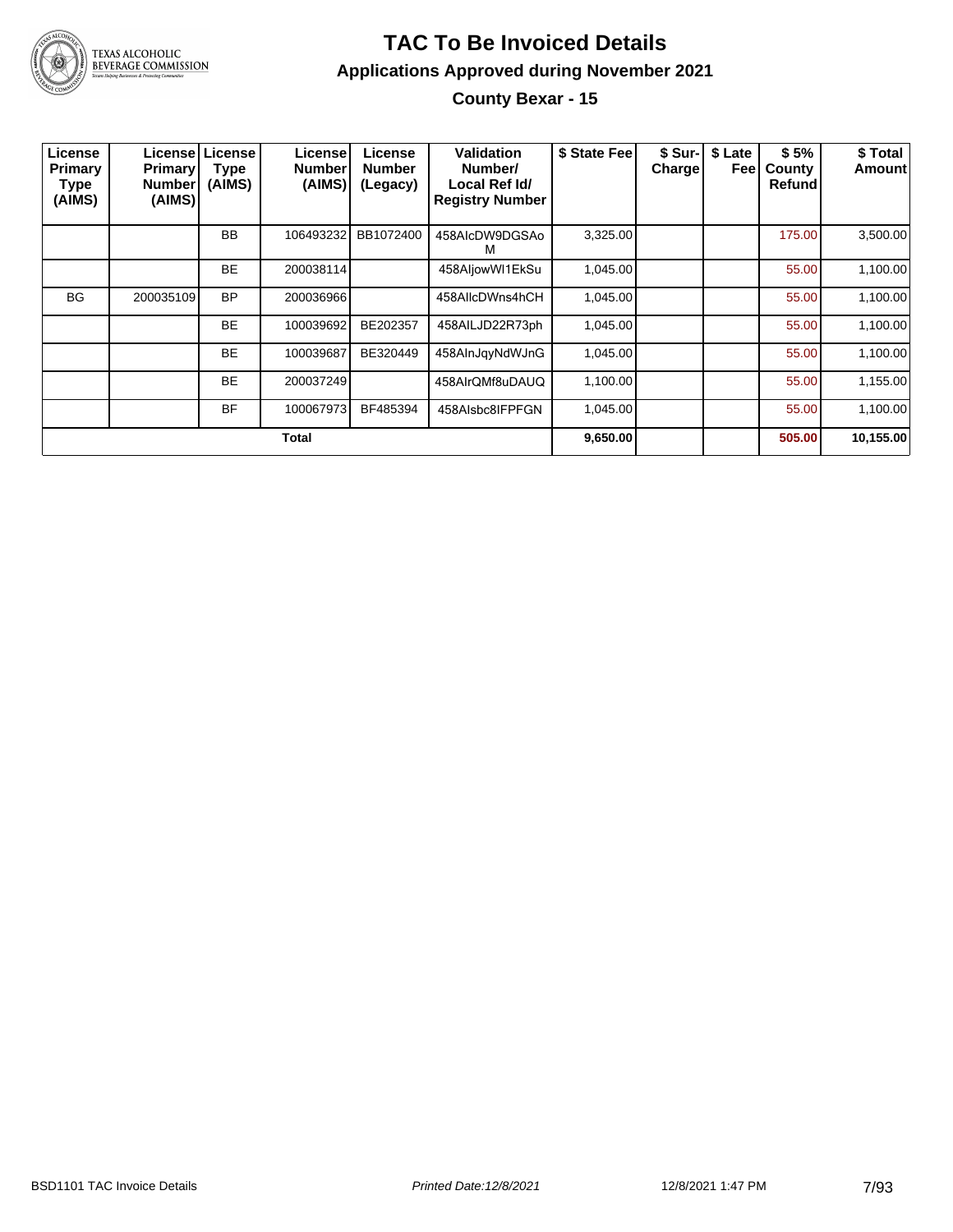# TAC To Be Invoiced Details

## Applications Approved during November 2021

### County Bexar - 15

| License Primary Type (AIMS) | License Primary Number (AIMS) | License Type (AIMS) | License Number (AIMS) | License Number (Legacy) | Validation Number/ Local Ref Id/ Registry Number | $ State Fee | $ Sur-Charge | $ Late Fee | $ 5% County Refund | $ Total Amount |
|---|---|---|---|---|---|---|---|---|---|---|
| | | BB | 106493232 | BB1072400 | 458AIcDW9DGSAoM | 3,325.00 | | | 175.00 | 3,500.00 |
| | | BE | 200038114 | | 458AljowWI1EkSu | 1,045.00 | | | 55.00 | 1,100.00 |
| BG | 200035109 | BP | 200036966 | | 458AllcDWns4hCH | 1,045.00 | | | 55.00 | 1,100.00 |
| | | BE | 100039692 | BE202357 | 458AILJD22R73ph | 1,045.00 | | | 55.00 | 1,100.00 |
| | | BE | 100039687 | BE320449 | 458AlnJqyNdWJnG | 1,045.00 | | | 55.00 | 1,100.00 |
| | | BE | 200037249 | | 458AlrQMf8uDAUQ | 1,100.00 | | | 55.00 | 1,155.00 |
| | | BF | 100067973 | BF485394 | 458Alsbc8IFPFGN | 1,045.00 | | | 55.00 | 1,100.00 |
| **Total** | | | | | | **9,650.00** | | | **505.00** | **10,155.00** |

BSD1101 TAC Invoice Details | *Printed Date:12/8/2021* | 12/8/2021 1:47 PM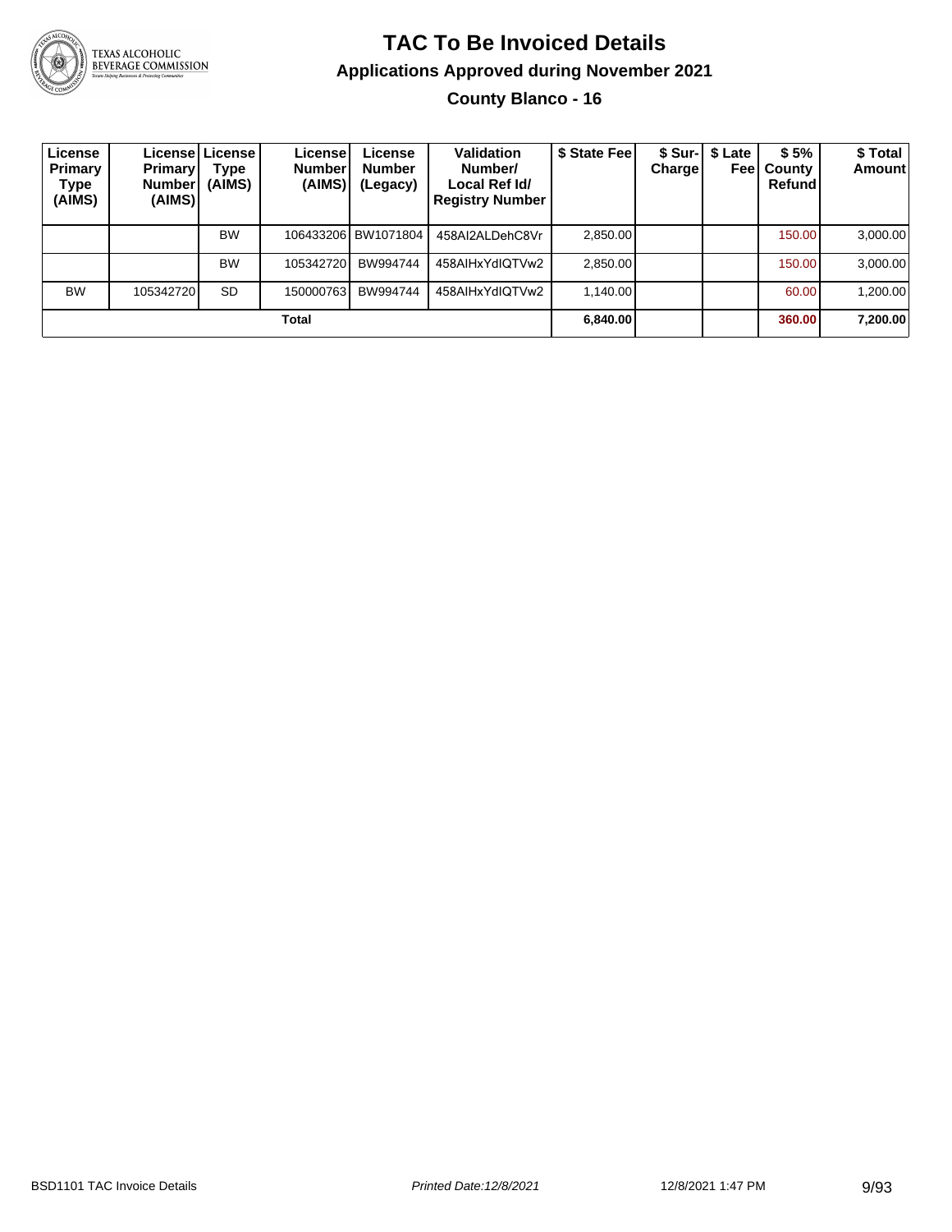# TAC To Be Invoiced Details

## Applications Approved during November 2021

### County Blanco - 16

| License Primary Type (AIMS) | License Primary Number (AIMS) | License Type (AIMS) | License Number (AIMS) | License Number (Legacy) | Validation Number/ Local Ref Id/ Registry Number | $ State Fee | $ Sur-Charge | $ Late Fee | $ 5% County Refund | $ Total Amount |
|---|---|---|---|---|---|---|---|---|---|---|
| | | BW | 106433206 | BW1071804 | 458AI2ALDehC8Vr | 2,850.00 | | | 150.00 | 3,000.00 |
| | | BW | 105342720 | BW994744 | 458AIHxYdIQTVw2 | 2,850.00 | | | 150.00 | 3,000.00 |
| BW | 105342720 | SD | 150000763 | BW994744 | 458AIHxYdIQTVw2 | 1,140.00 | | | 60.00 | 1,200.00 |
| | | | **Total** | | | **6,840.00** | | | **360.00** | **7,200.00** |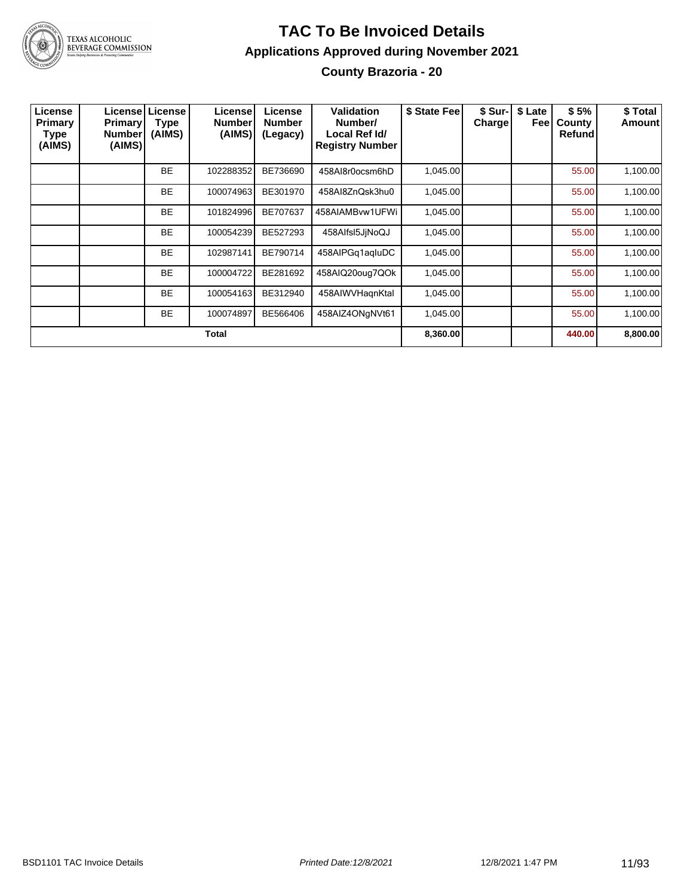# TAC To Be Invoiced Details

## Applications Approved during November 2021

### County Brazoria - 20

| License Primary Type (AIMS) | License Primary Number (AIMS) | License Type (AIMS) | License Number (AIMS) | License Number (Legacy) | Validation Number/ Local Ref Id/ Registry Number | $ State Fee | $ Sur-Charge | $ Late Fee | $ 5% County Refund | $ Total Amount |
|---|---|---|---|---|---|---|---|---|---|---|
| | | BE | 102288352 | BE736690 | 458AI8r0ocsm6hD | 1,045.00 | | | 55.00 | 1,100.00 |
| | | BE | 100074963 | BE301970 | 458AI8ZnQsk3hu0 | 1,045.00 | | | 55.00 | 1,100.00 |
| | | BE | 101824996 | BE707637 | 458AIAMBvw1UFWi | 1,045.00 | | | 55.00 | 1,100.00 |
| | | BE | 100054239 | BE527293 | 458AIfsl5JjNoQJ | 1,045.00 | | | 55.00 | 1,100.00 |
| | | BE | 102987141 | BE790714 | 458AIPGq1aqluDC | 1,045.00 | | | 55.00 | 1,100.00 |
| | | BE | 100004722 | BE281692 | 458AIQ20oug7QOk | 1,045.00 | | | 55.00 | 1,100.00 |
| | | BE | 100054163 | BE312940 | 458AIWVHaqnKtal | 1,045.00 | | | 55.00 | 1,100.00 |
| | | BE | 100074897 | BE566406 | 458AIZ4ONgNVt61 | 1,045.00 | | | 55.00 | 1,100.00 |
| | | | **Total** | | | **8,360.00** | | | **440.00** | **8,800.00** |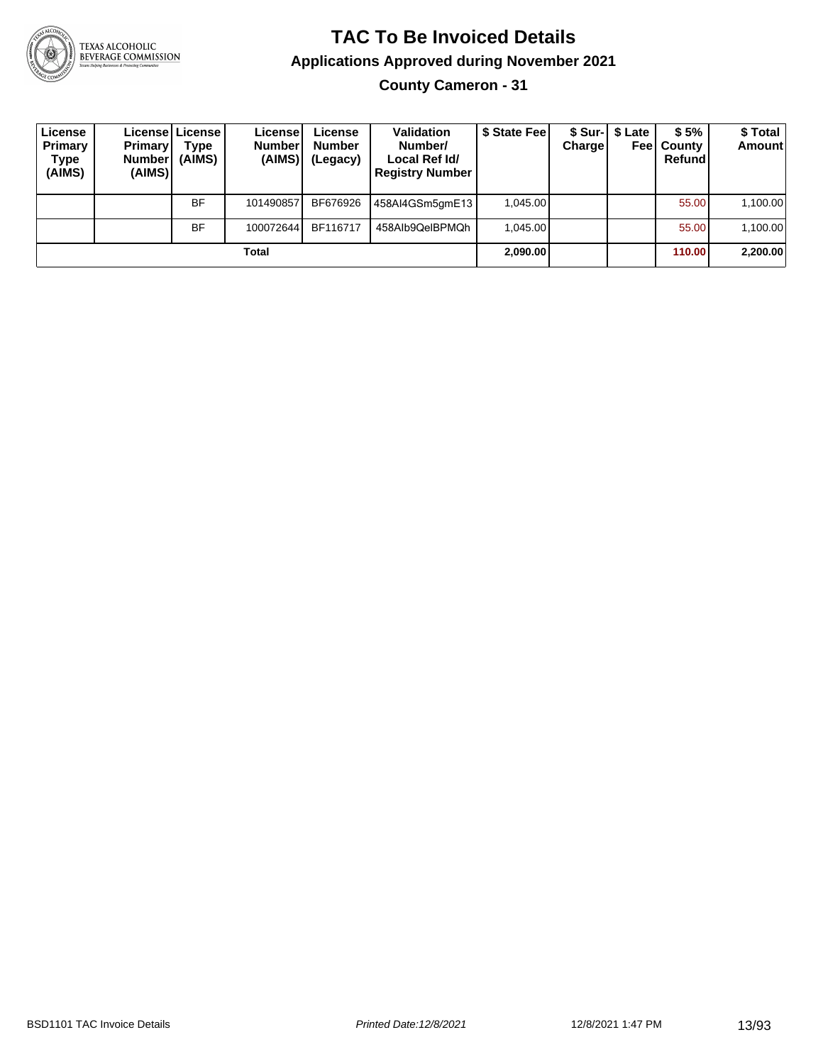# TAC To Be Invoiced Details

## Applications Approved during November 2021

### County Cameron - 31

| License Primary Type (AIMS) | License Primary Number (AIMS) | License Type (AIMS) | License Number (AIMS) | License Number (Legacy) | Validation Number/ Local Ref Id/ Registry Number | $ State Fee | $ Sur-Charge | $ Late Fee | $ 5% County Refund | $ Total Amount |
|---|---|---|---|---|---|---|---|---|---|---|
| | | BF | 101490857 | BF676926 | 458AI4GSm5gmE13 | 1,045.00 | | | 55.00 | 1,100.00 |
| | | BF | 100072644 | BF116717 | 458AIb9QeIBPMQh | 1,045.00 | | | 55.00 | 1,100.00 |
| **Total** | | | | | | **2,090.00** | | | **110.00** | **2,200.00** |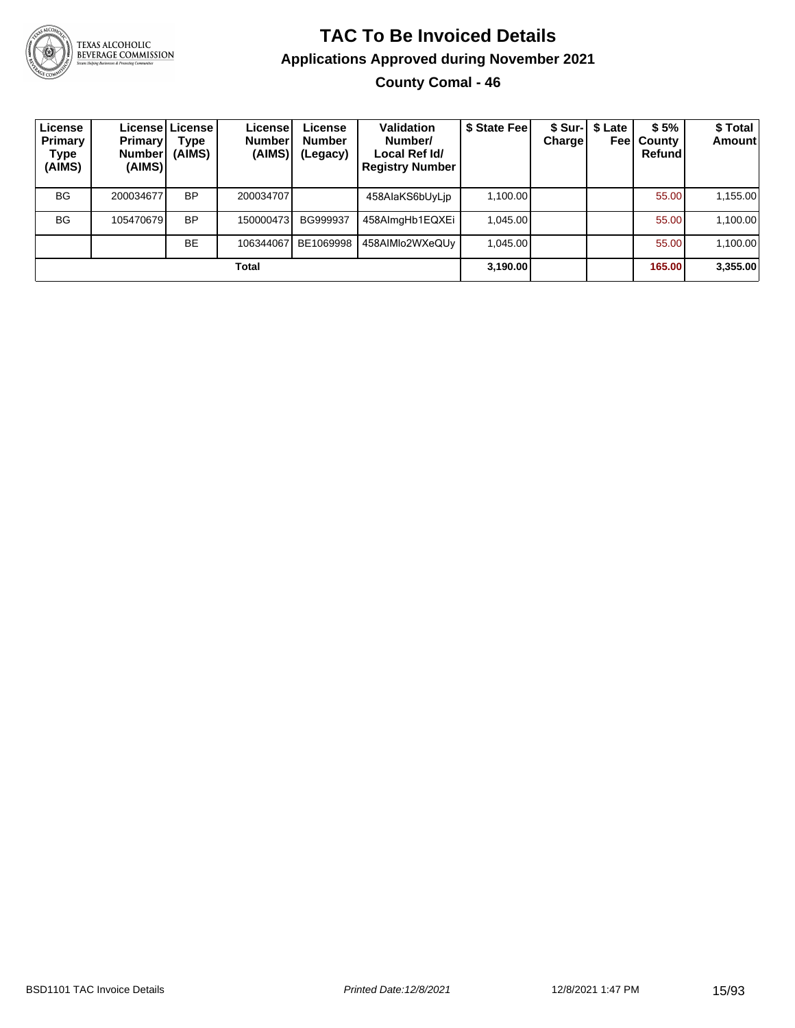# TAC To Be Invoiced Details

## Applications Approved during November 2021

### County Comal - 46

| License Primary Type (AIMS) | License Primary Number (AIMS) | License Type (AIMS) | License Number (AIMS) | License Number (Legacy) | Validation Number/ Local Ref Id/ Registry Number | $ State Fee | $ Sur-Charge | $ Late Fee | $ 5% County Refund | $ Total Amount |
|---|---|---|---|---|---|---|---|---|---|---|
| BG | 200034677 | BP | 200034707 | | 458AIaKS6bUyLjp | 1,100.00 | | | 55.00 | 1,155.00 |
| BG | 105470679 | BP | 150000473 | BG999937 | 458AImgHb1EQXEi | 1,045.00 | | | 55.00 | 1,100.00 |
| | | BE | 106344067 | BE1069998 | 458AIMlo2WXeQUy | 1,045.00 | | | 55.00 | 1,100.00 |
| | | | Total | | | 3,190.00 | | | 165.00 | 3,355.00 |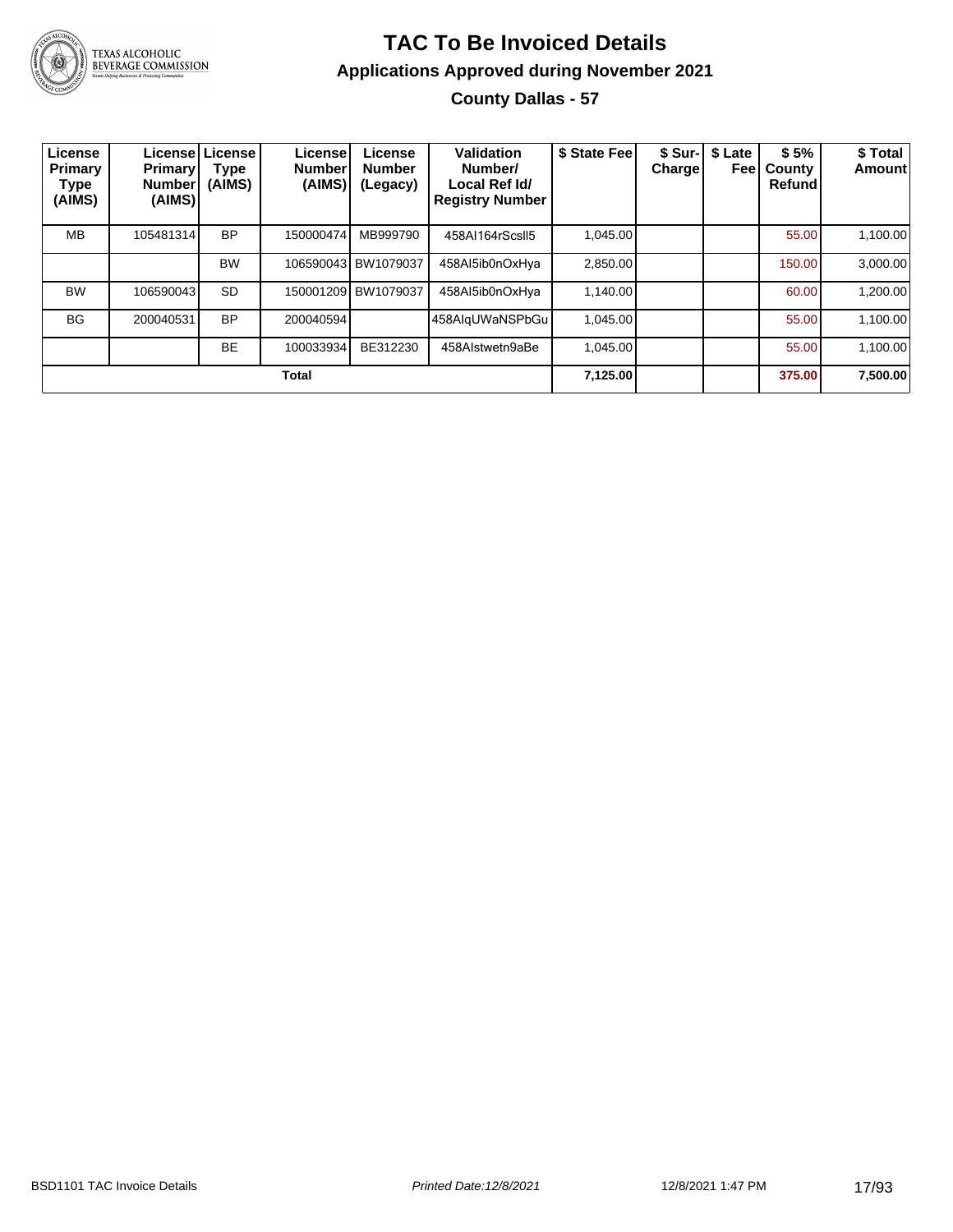# TAC To Be Invoiced Details

## Applications Approved during November 2021

### County Dallas - 57

| License Primary Type (AIMS) | License Primary Number (AIMS) | License Type (AIMS) | License Number (AIMS) | License Number (Legacy) | Validation Number/ Local Ref Id/ Registry Number | $ State Fee | $ Sur-Charge | $ Late Fee | $ 5% County Refund | $ Total Amount |
|---|---|---|---|---|---|---|---|---|---|---|
| MB | 105481314 | BP | 150000474 | MB999790 | 458AI164rScsll5 | 1,045.00 | | | 55.00 | 1,100.00 |
| | | BW | 106590043 | BW1079037 | 458AI5ib0nOxHya | 2,850.00 | | | 150.00 | 3,000.00 |
| BW | 106590043 | SD | 150001209 | BW1079037 | 458AI5ib0nOxHya | 1,140.00 | | | 60.00 | 1,200.00 |
| BG | 200040531 | BP | 200040594 | | 458AIqUWaNSPbGu | 1,045.00 | | | 55.00 | 1,100.00 |
| | | BE | 100033934 | BE312230 | 458AIstwetn9aBe | 1,045.00 | | | 55.00 | 1,100.00 |
| | | | Total | | | 7,125.00 | | | 375.00 | 7,500.00 |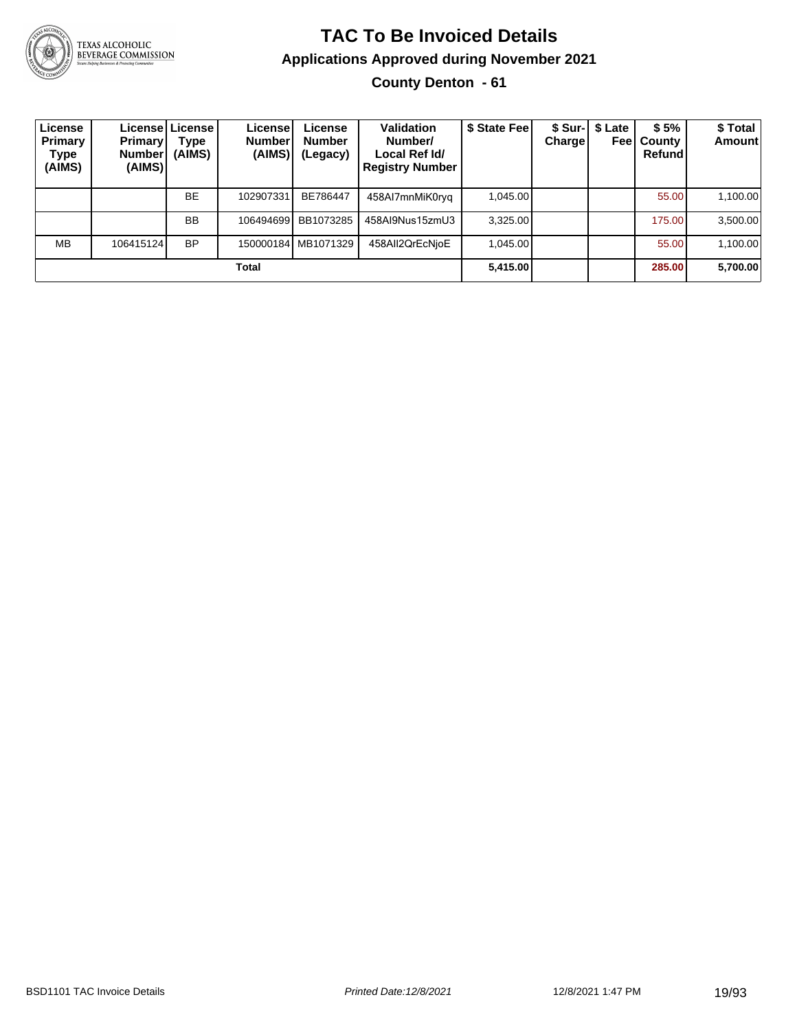# TAC To Be Invoiced Details

## Applications Approved during November 2021

### County Denton - 61

| License Primary Type (AIMS) | License Primary Number (AIMS) | License Type (AIMS) | License Number (AIMS) | License Number (Legacy) | Validation Number/ Local Ref Id/ Registry Number | $ State Fee | $ Sur-Charge | $ Late Fee | $ 5% County Refund | $ Total Amount |
|---|---|---|---|---|---|---|---|---|---|---|
| | | BE | 102907331 | BE786447 | 458AI7mnMiK0ryq | 1,045.00 | | | 55.00 | 1,100.00 |
| | | BB | 106494699 | BB1073285 | 458AI9Nus15zmU3 | 3,325.00 | | | 175.00 | 3,500.00 |
| MB | 106415124 | BP | 150000184 | MB1071329 | 458AII2QrEcNjoE | 1,045.00 | | | 55.00 | 1,100.00 |
| | | | Total | | | 5,415.00 | | | 285.00 | 5,700.00 |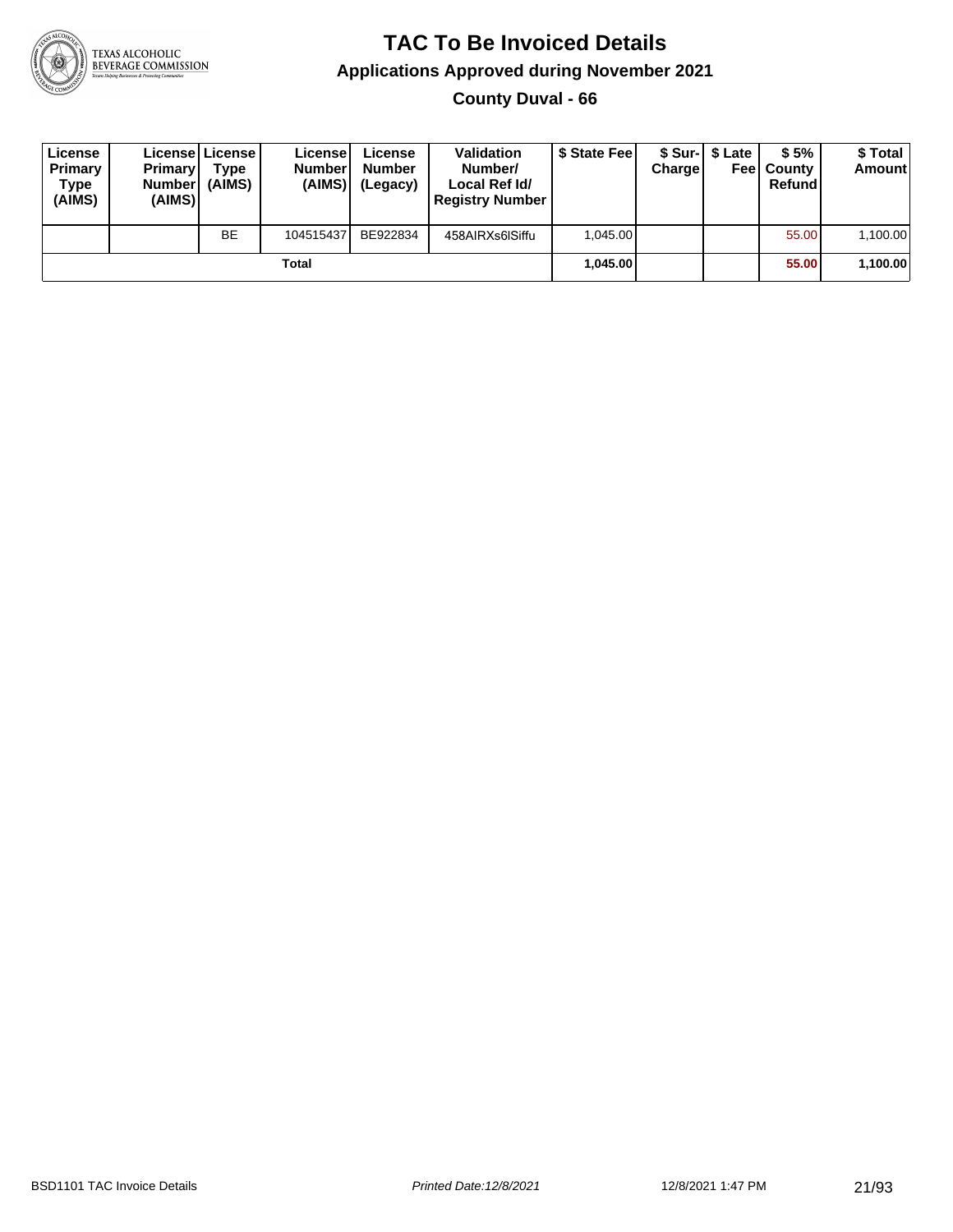# TAC To Be Invoiced Details

## Applications Approved during November 2021

### County Duval - 66

| License Primary Type (AIMS) | License Primary Number (AIMS) | License Type (AIMS) | License Number (AIMS) | License Number (Legacy) | Validation Number/ Local Ref Id/ Registry Number | $ State Fee | $ Sur-Charge | $ Late Fee | $ 5% County Refund | $ Total Amount |
|---|---|---|---|---|---|---|---|---|---|---|
| | | BE | 104515437 | BE922834 | 458AIRXs6lSiffu | 1,045.00 | | | 55.00 | 1,100.00 |
| | | | Total | | | **1,045.00** | | | **55.00** | **1,100.00** |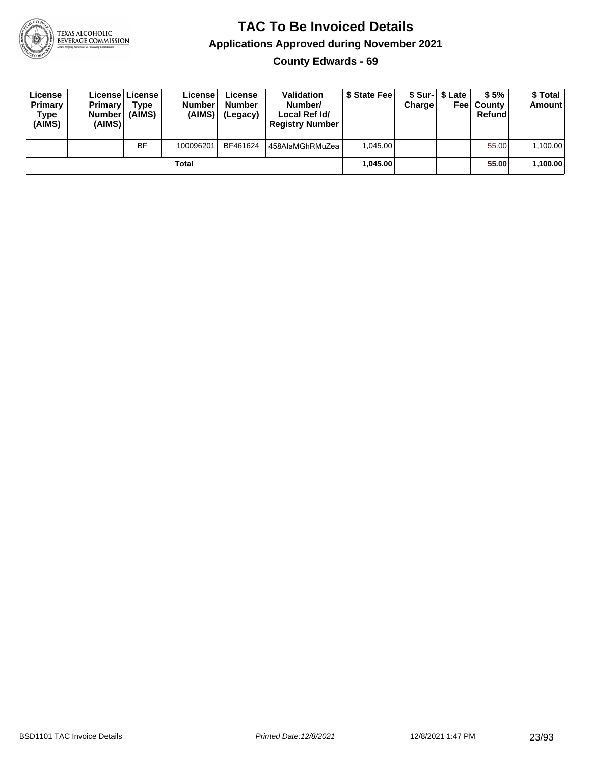# TAC To Be Invoiced Details

## Applications Approved during November 2021

### County Edwards - 69

| License Primary Type (AIMS) | License Primary Number (AIMS) | License Type (AIMS) | License Number (AIMS) | License Number (Legacy) | Validation Number/ Local Ref Id/ Registry Number | $ State Fee | $ Sur-Charge | $ Late Fee | $ 5% County Refund | $ Total Amount |
|---|---|---|---|---|---|---|---|---|---|---|
| | | BF | 100096201 | BF461624 | 458AlaMGhRMuZea | 1,045.00 | | | 55.00 | 1,100.00 |
| | | | Total | | | **1,045.00** | | | **55.00** | **1,100.00** |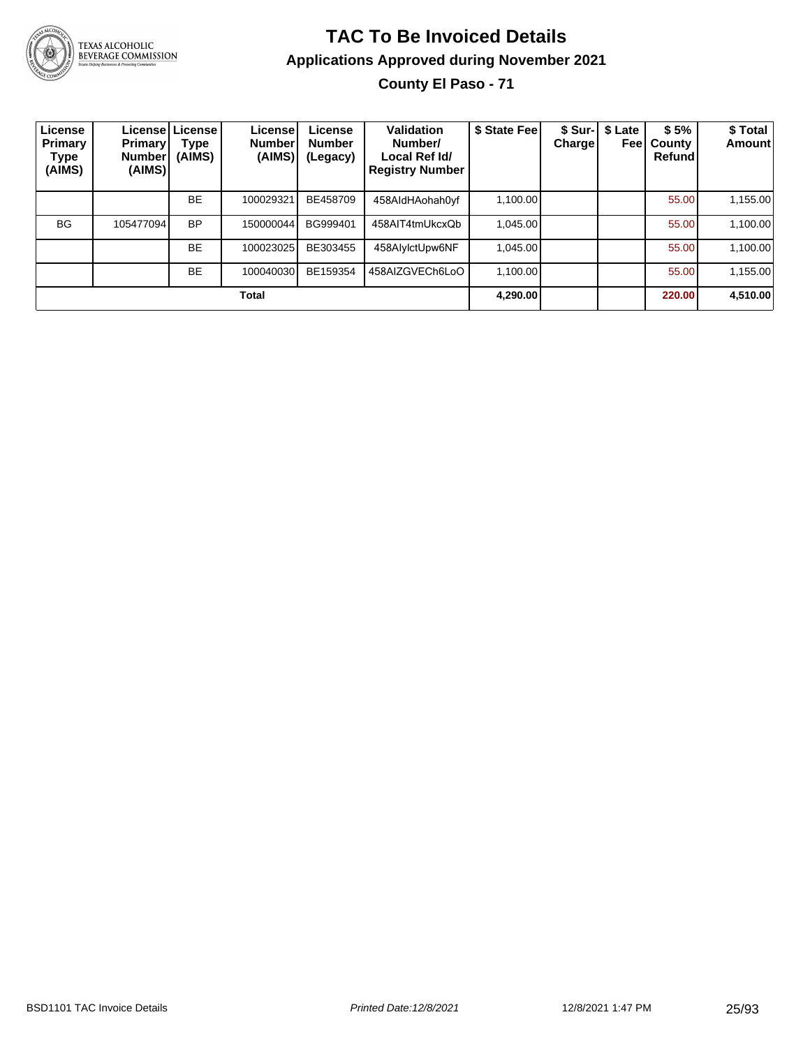# TAC To Be Invoiced Details

## Applications Approved during November 2021

### County El Paso - 71

| License Primary Type (AIMS) | License Primary Number (AIMS) | License Type (AIMS) | License Number (AIMS) | License Number (Legacy) | Validation Number/ Local Ref Id/ Registry Number | $ State Fee | $ Sur-Charge | $ Late Fee | $ 5% County Refund | $ Total Amount |
|---|---|---|---|---|---|---|---|---|---|---|
| | | BE | 100029321 | BE458709 | 458AIdHAohah0yf | 1,100.00 | | | 55.00 | 1,155.00 |
| BG | 105477094 | BP | 150000044 | BG999401 | 458AIT4tmUkcxQb | 1,045.00 | | | 55.00 | 1,100.00 |
| | | BE | 100023025 | BE303455 | 458AIylctUpw6NF | 1,045.00 | | | 55.00 | 1,100.00 |
| | | BE | 100040030 | BE159354 | 458AIZGVECh6LoO | 1,100.00 | | | 55.00 | 1,155.00 |
| **Total** | | | | | | **4,290.00** | | | **220.00** | **4,510.00** |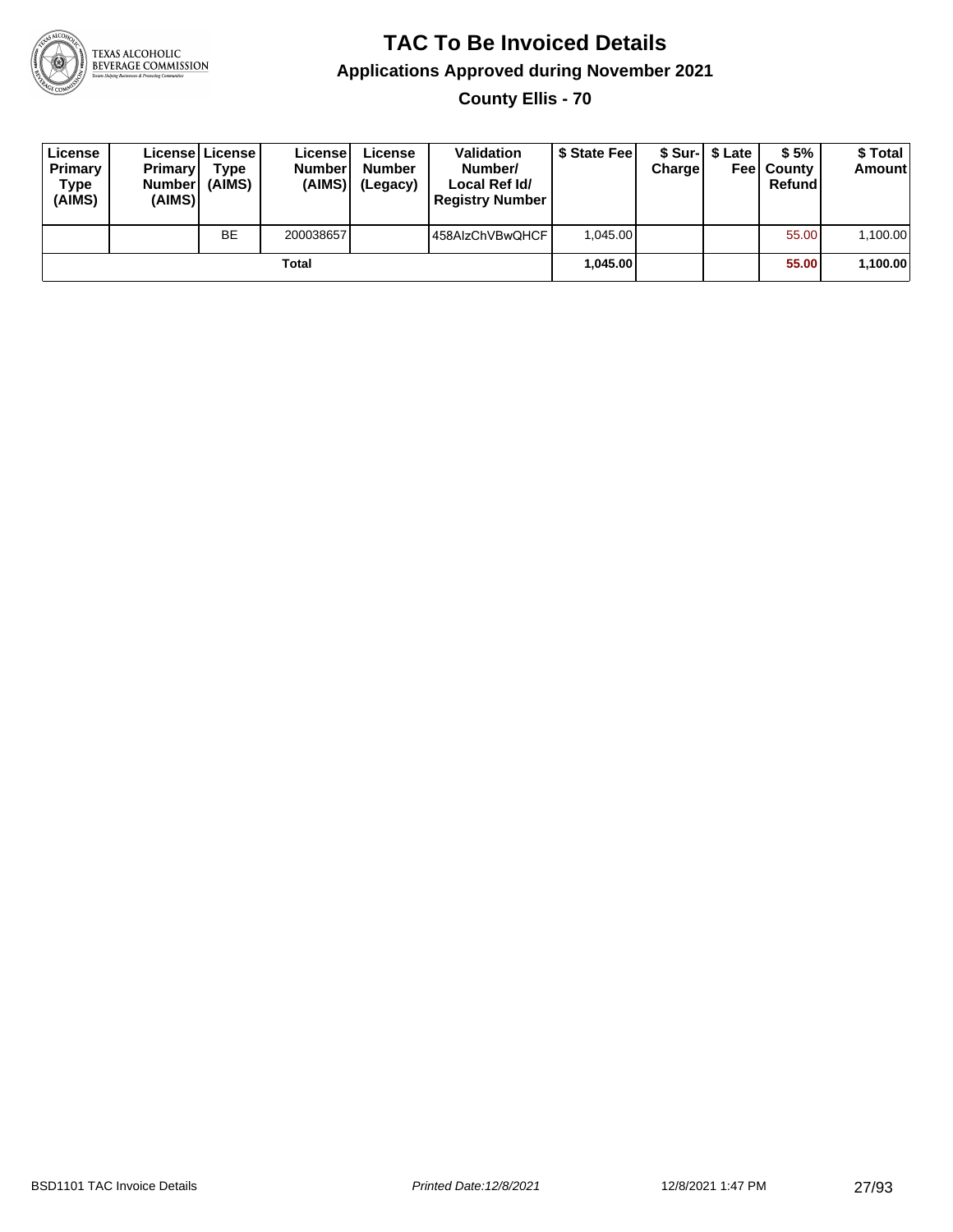# TAC To Be Invoiced Details

## Applications Approved during November 2021

### County Ellis - 70

| License Primary Type (AIMS) | License Primary Number (AIMS) | License Type (AIMS) | License Number (AIMS) | License Number (Legacy) | Validation Number/ Local Ref Id/ Registry Number | $ State Fee | $ Sur-Charge | $ Late Fee | $ 5% County Refund | $ Total Amount |
|---|---|---|---|---|---|---|---|---|---|---|
| | | BE | 200038657 | | 458AIzChVBwQHCF | 1,045.00 | | | 55.00 | 1,100.00 |
| | | | Total | | | **1,045.00** | | | **55.00** | **1,100.00** |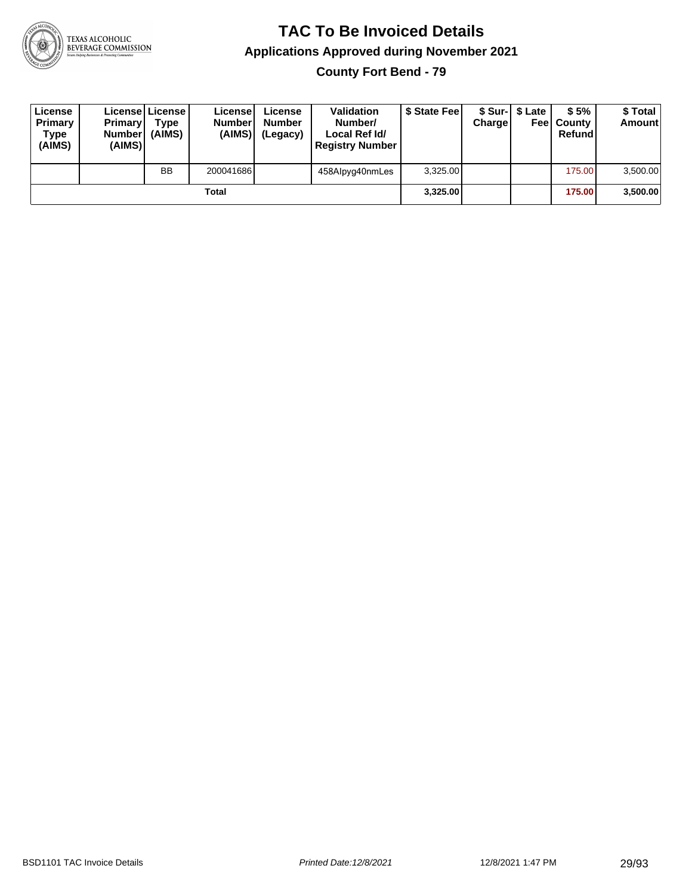# TAC To Be Invoiced Details

## Applications Approved during November 2021

### County Fort Bend - 79

| License Primary Type (AIMS) | License Primary Number (AIMS) | License Type (AIMS) | License Number (AIMS) | License Number (Legacy) | Validation Number/ Local Ref Id/ Registry Number | $ State Fee | $ Sur-Charge | $ Late Fee | $ 5% County Refund | $ Total Amount |
|---|---|---|---|---|---|---|---|---|---|---|
| | | BB | 200041686 | | 458AIpyg40nmLes | 3,325.00 | | | 175.00 | 3,500.00 |
| | | | Total | | | **3,325.00** | | | **175.00** | **3,500.00** |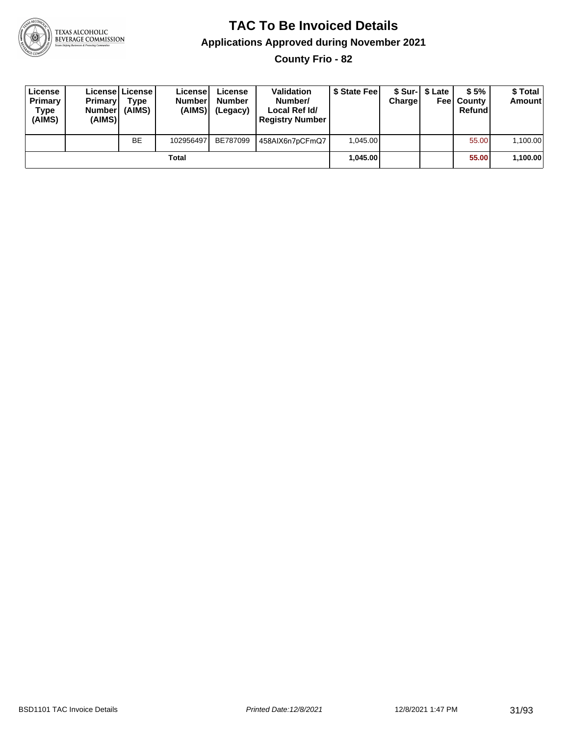# TAC To Be Invoiced Details

## Applications Approved during November 2021

### County Frio - 82

| License Primary Type (AIMS) | License Primary Number (AIMS) | License Type (AIMS) | License Number (AIMS) | License Number (Legacy) | Validation Number/ Local Ref Id/ Registry Number | $ State Fee | $ Sur-Charge | $ Late Fee | $ 5% County Refund | $ Total Amount |
|---|---|---|---|---|---|---|---|---|---|---|
| | | BE | 102956497 | BE787099 | 458AIX6n7pCFmQ7 | 1,045.00 | | | 55.00 | 1,100.00 |
| Total | | | | | | **1,045.00** | | | **55.00** | **1,100.00** |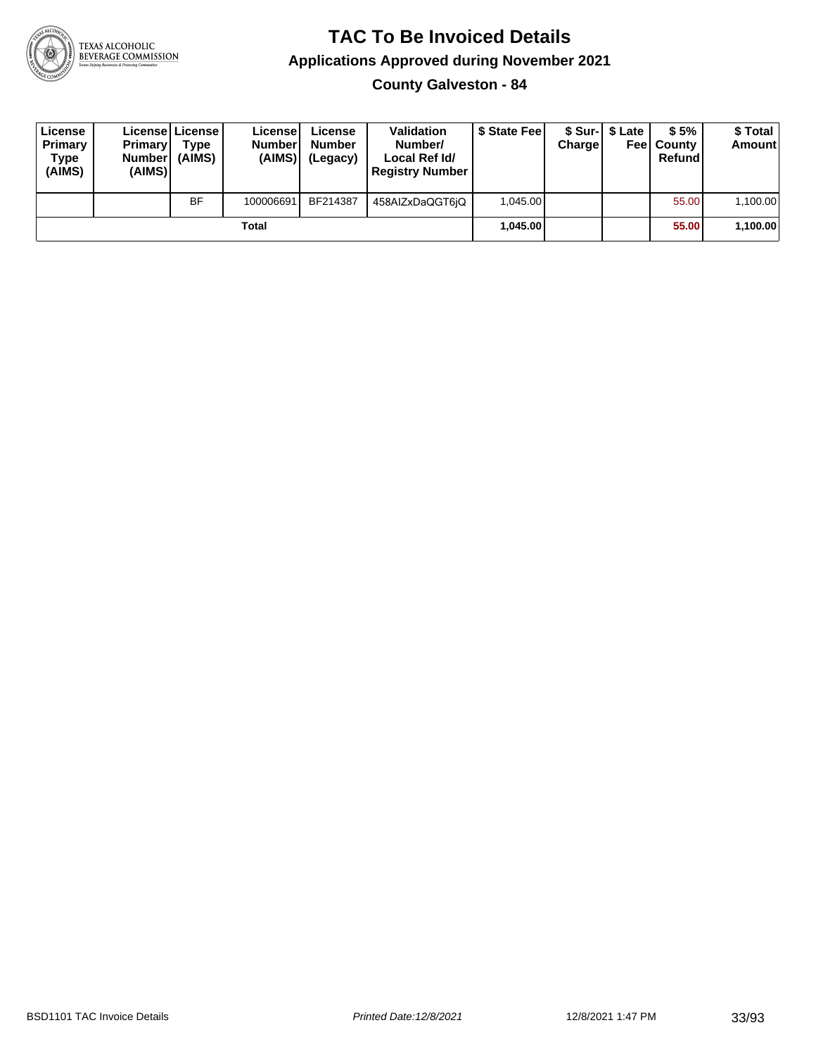# TAC To Be Invoiced Details

## Applications Approved during November 2021

### County Galveston - 84

| License Primary Type (AIMS) | License Primary Number (AIMS) | License Type (AIMS) | License Number (AIMS) | License Number (Legacy) | Validation Number/ Local Ref Id/ Registry Number | $ State Fee | $ Sur-Charge | $ Late Fee | $ 5% County Refund | $ Total Amount |
|---|---|---|---|---|---|---|---|---|---|---|
| | | BF | 100006691 | BF214387 | 458AIZxDaQGT6jQ | 1,045.00 | | | 55.00 | 1,100.00 |
| | | | Total | | | **1,045.00** | | | **55.00** | **1,100.00** |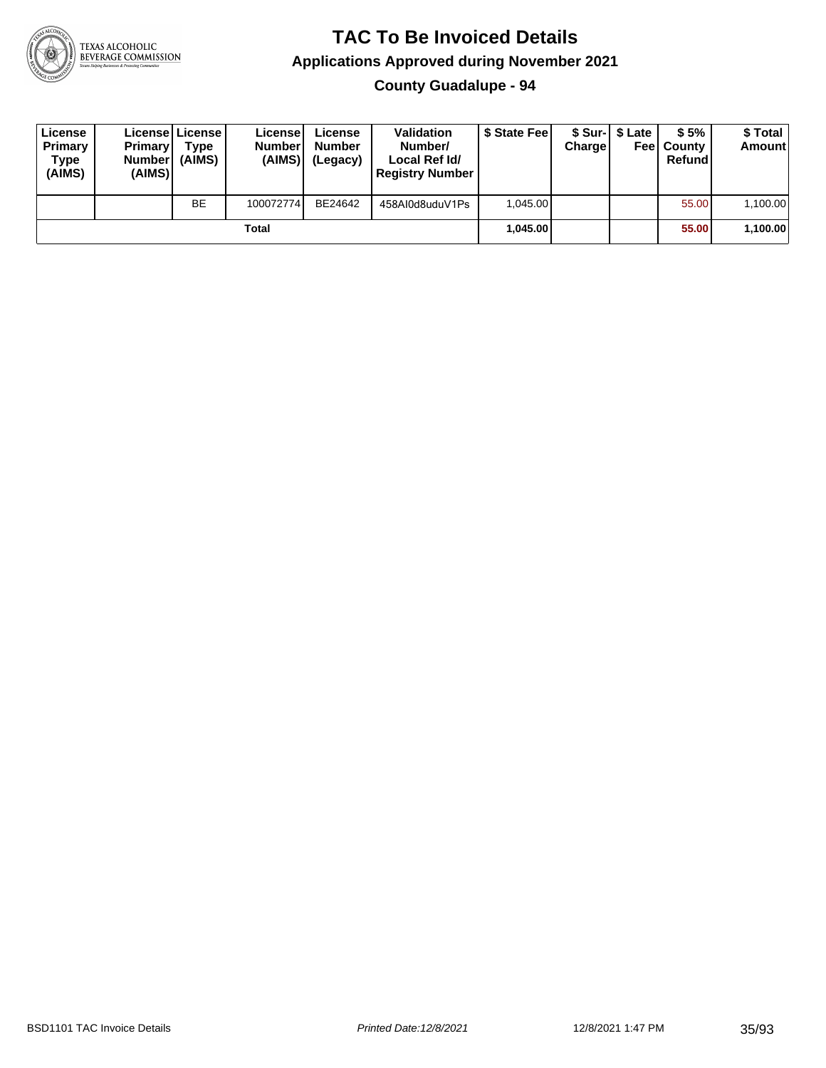# TAC To Be Invoiced Details

## Applications Approved during November 2021

### County Guadalupe - 94

| License Primary Type (AIMS) | License Primary Number (AIMS) | License Type (AIMS) | License Number (AIMS) | License Number (Legacy) | Validation Number/ Local Ref Id/ Registry Number | $ State Fee | $ Sur-Charge | $ Late Fee | $ 5% County Refund | $ Total Amount |
|---|---|---|---|---|---|---|---|---|---|---|
| | | BE | 100072774 | BE24642 | 458AI0d8uduV1Ps | 1,045.00 | | | 55.00 | 1,100.00 |
| | | | Total | | | **1,045.00** | | | **55.00** | **1,100.00** |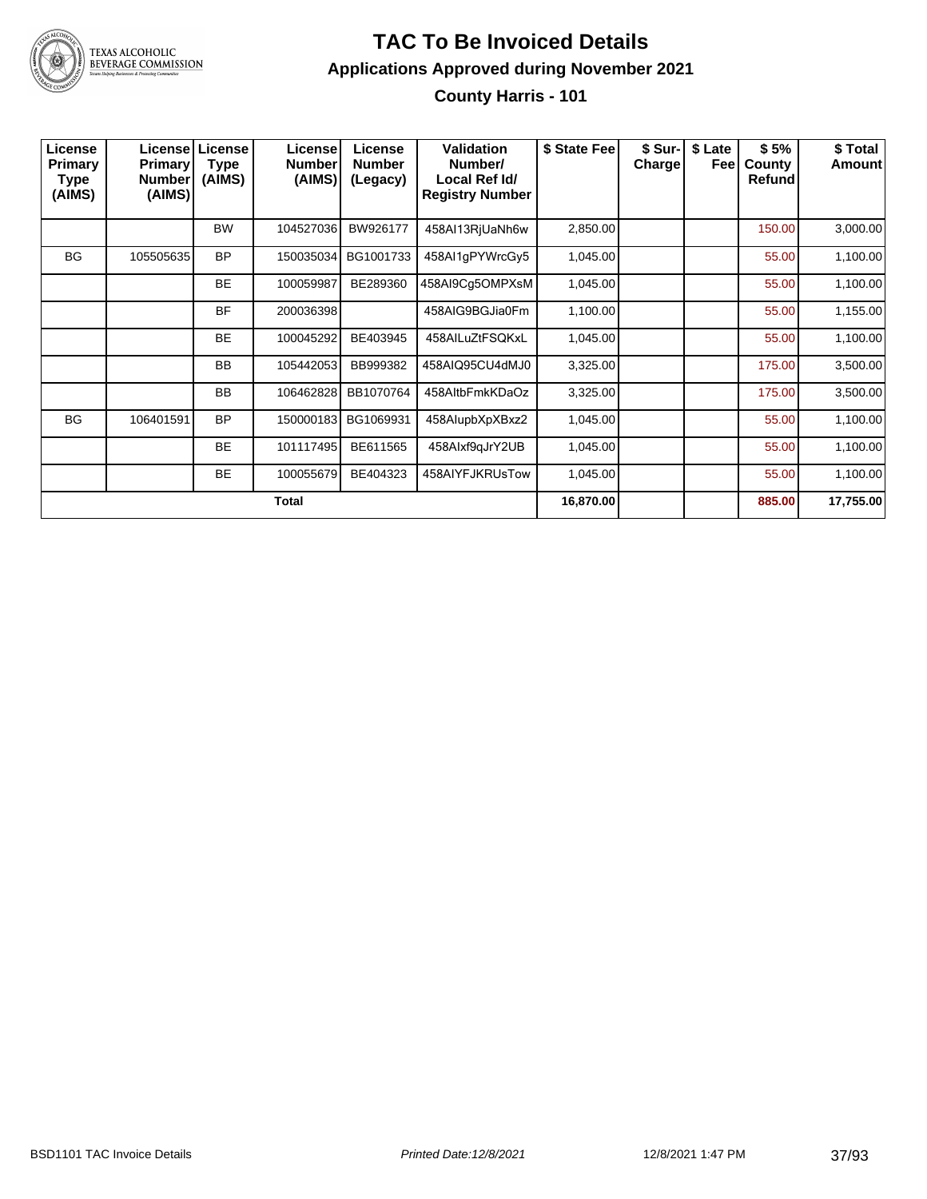# TAC To Be Invoiced Details

## Applications Approved during November 2021

### County Harris - 101

| License Primary Type (AIMS) | License Primary Number (AIMS) | License Type (AIMS) | License Number (AIMS) | License Number (Legacy) | Validation Number/ Local Ref Id/ Registry Number | $ State Fee | $ Sur-Charge | $ Late Fee | $ 5% County Refund | $ Total Amount |
|---|---|---|---|---|---|---|---|---|---|---|
| | | BW | 104527036 | BW926177 | 458AI13RjUaNh6w | 2,850.00 | | | 150.00 | 3,000.00 |
| BG | 105505635 | BP | 150035034 | BG1001733 | 458AI1gPYWrcGy5 | 1,045.00 | | | 55.00 | 1,100.00 |
| | | BE | 100059987 | BE289360 | 458AI9Cg5OMPXsM | 1,045.00 | | | 55.00 | 1,100.00 |
| | | BF | 200036398 | | 458AIG9BGJia0Fm | 1,100.00 | | | 55.00 | 1,155.00 |
| | | BE | 100045292 | BE403945 | 458AILuZtFSQKxL | 1,045.00 | | | 55.00 | 1,100.00 |
| | | BB | 105442053 | BB999382 | 458AIQ95CU4dMJ0 | 3,325.00 | | | 175.00 | 3,500.00 |
| | | BB | 106462828 | BB1070764 | 458AItbFmkKDaOz | 3,325.00 | | | 175.00 | 3,500.00 |
| BG | 106401591 | BP | 150000183 | BG1069931 | 458AIupbXpXBxz2 | 1,045.00 | | | 55.00 | 1,100.00 |
| | | BE | 101117495 | BE611565 | 458AIxf9qJrY2UB | 1,045.00 | | | 55.00 | 1,100.00 |
| | | BE | 100055679 | BE404323 | 458AIYFJKRUsTow | 1,045.00 | | | 55.00 | 1,100.00 |
| | | | Total | | | 16,870.00 | | | 885.00 | 17,755.00 |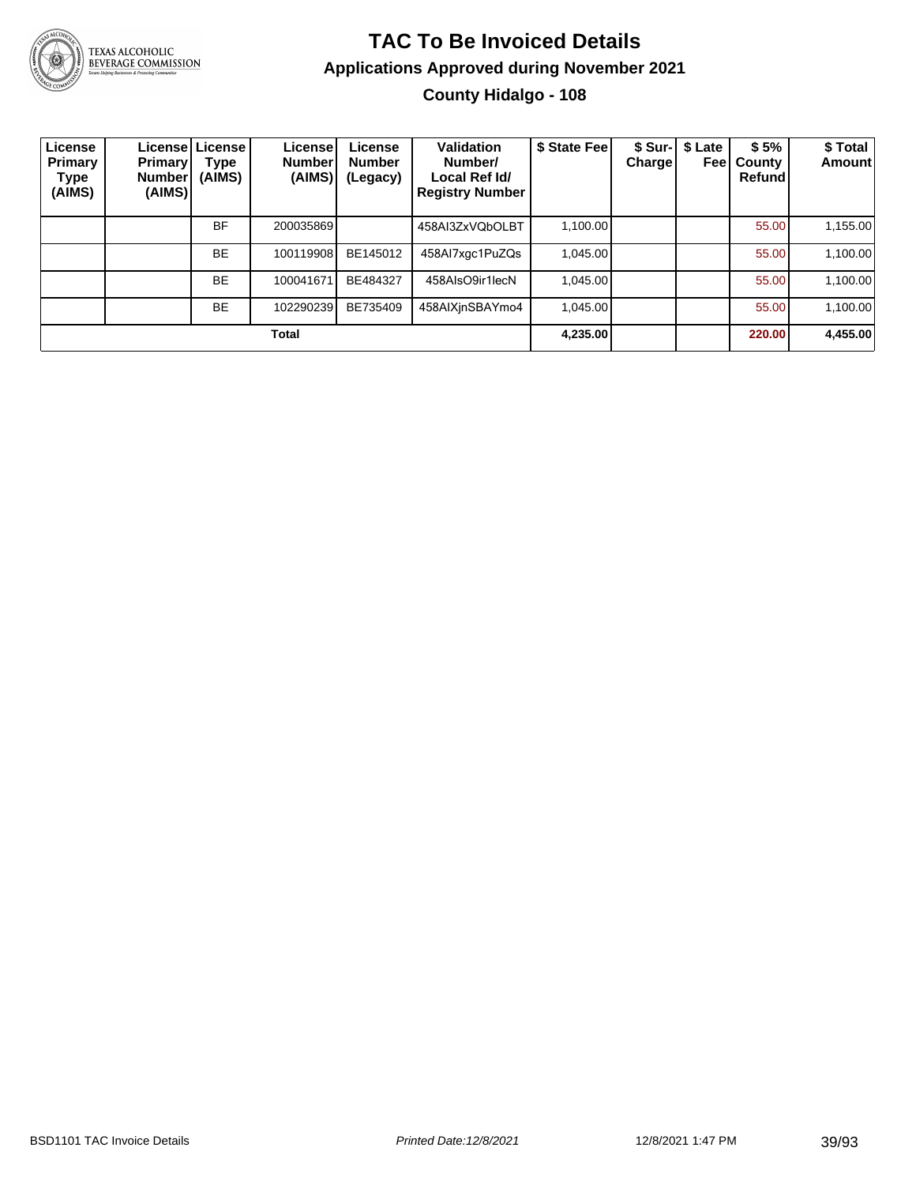# TAC To Be Invoiced Details

## Applications Approved during November 2021

### County Hidalgo - 108

| License Primary Type (AIMS) | License Primary Number (AIMS) | License Type (AIMS) | License Number (AIMS) | License Number (Legacy) | Validation Number/ Local Ref Id/ Registry Number | $ State Fee | $ Sur-Charge | $ Late Fee | $ 5% County Refund | $ Total Amount |
|---|---|---|---|---|---|---|---|---|---|---|
| | | BF | 200035869 | | 458AI3ZxVQbOLBT | 1,100.00 | | | 55.00 | 1,155.00 |
| | | BE | 100119908 | BE145012 | 458AI7xgc1PuZQs | 1,045.00 | | | 55.00 | 1,100.00 |
| | | BE | 100041671 | BE484327 | 458AIsO9ir1lecN | 1,045.00 | | | 55.00 | 1,100.00 |
| | | BE | 102290239 | BE735409 | 458AIXjnSBAYmo4 | 1,045.00 | | | 55.00 | 1,100.00 |
| **Total** | | | | | | **4,235.00** | | | **220.00** | **4,455.00** |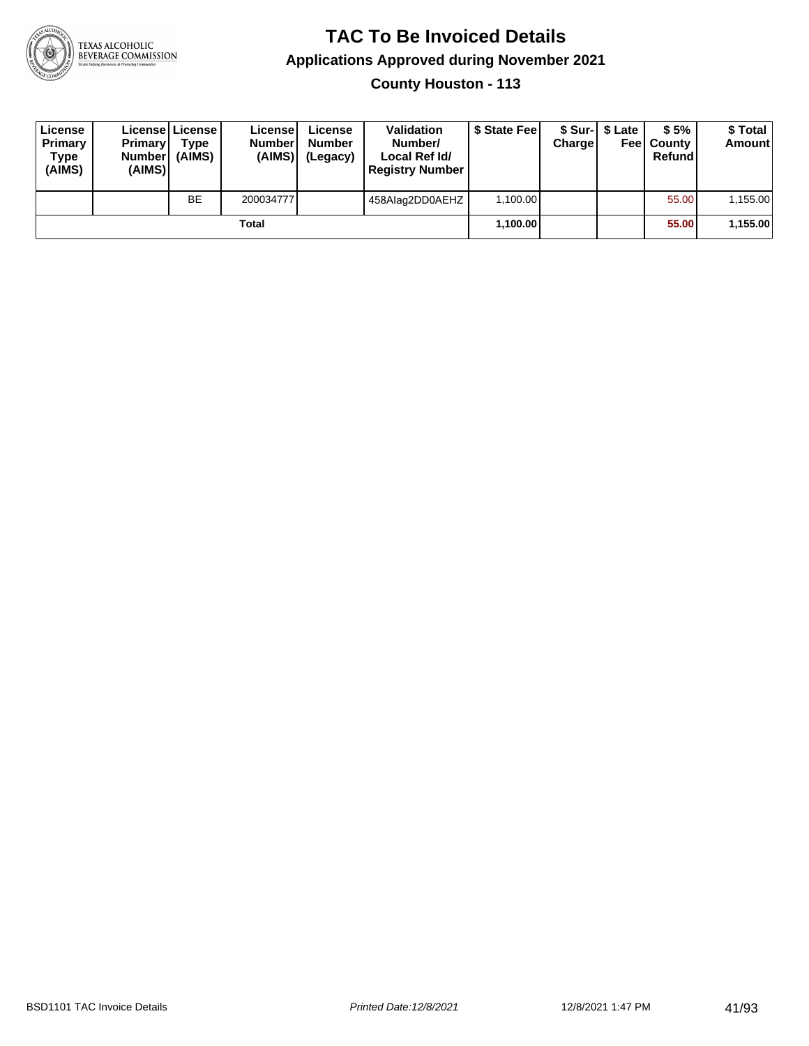# TAC To Be Invoiced Details

## Applications Approved during November 2021

### County Houston - 113

| License Primary Type (AIMS) | License Primary Number (AIMS) | License Type (AIMS) | License Number (AIMS) | License Number (Legacy) | Validation Number/ Local Ref Id/ Registry Number | $ State Fee | $ Sur-Charge | $ Late Fee | $ 5% County Refund | $ Total Amount |
|---|---|---|---|---|---|---|---|---|---|---|
| | | BE | 200034777 | | 458AIag2DD0AEHZ | 1,100.00 | | | 55.00 | 1,155.00 |
| | | | Total | | | **1,100.00** | | | **55.00** | **1,155.00** |

BSD1101 TAC Invoice Details | Printed Date:12/8/2021 | 12/8/2021 1:47 PM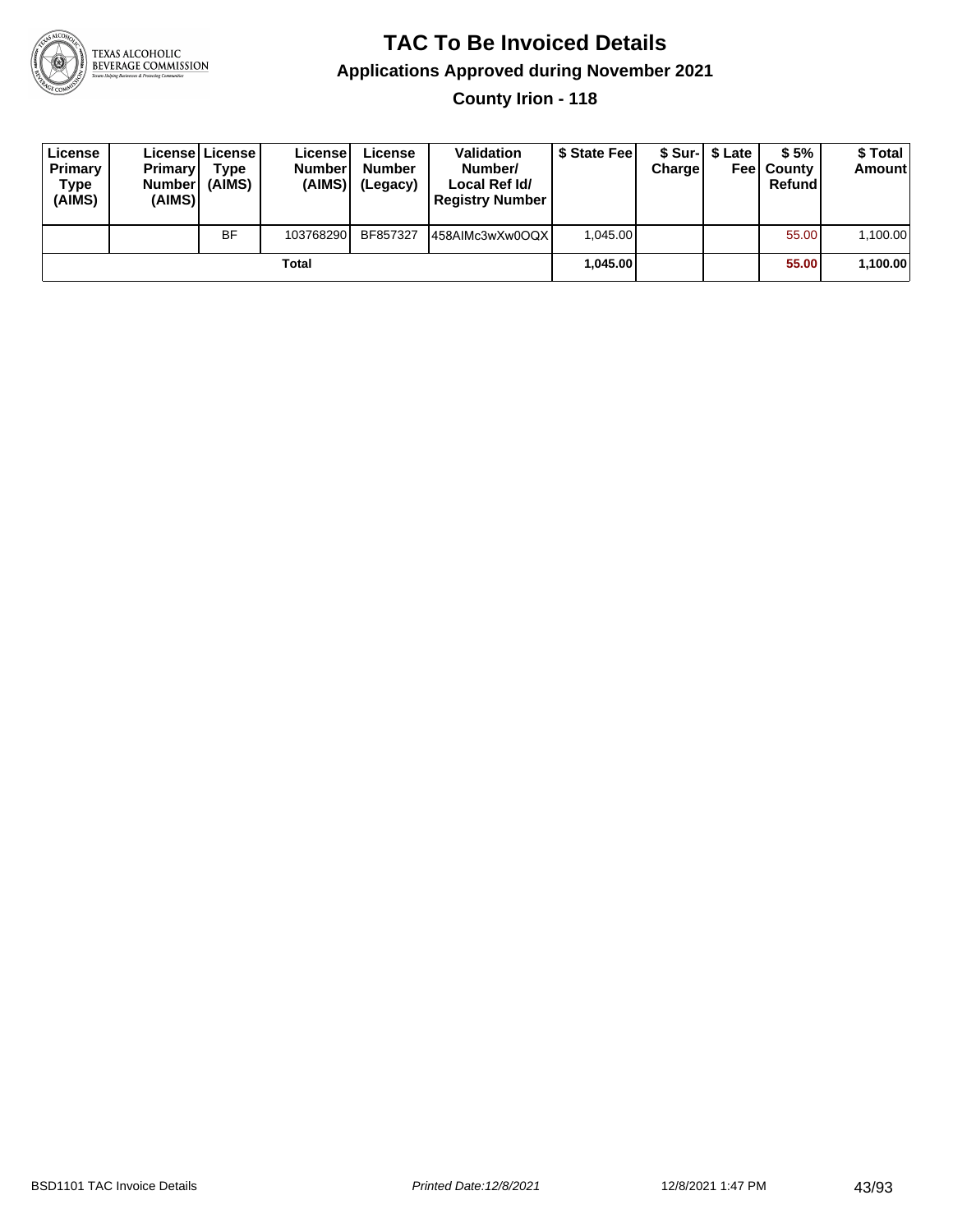# TAC To Be Invoiced Details

## Applications Approved during November 2021

### County Irion - 118

| License Primary Type (AIMS) | License Primary Number (AIMS) | License Type (AIMS) | License Number (AIMS) | License Number (Legacy) | Validation Number/ Local Ref Id/ Registry Number | $ State Fee | $ Sur-Charge | $ Late Fee | $ 5% County Refund | $ Total Amount |
|---|---|---|---|---|---|---|---|---|---|---|
| | | BF | 103768290 | BF857327 | 458AIMc3wXw0OQX | 1,045.00 | | | 55.00 | 1,100.00 |
| | | | Total | | | **1,045.00** | | | **55.00** | **1,100.00** |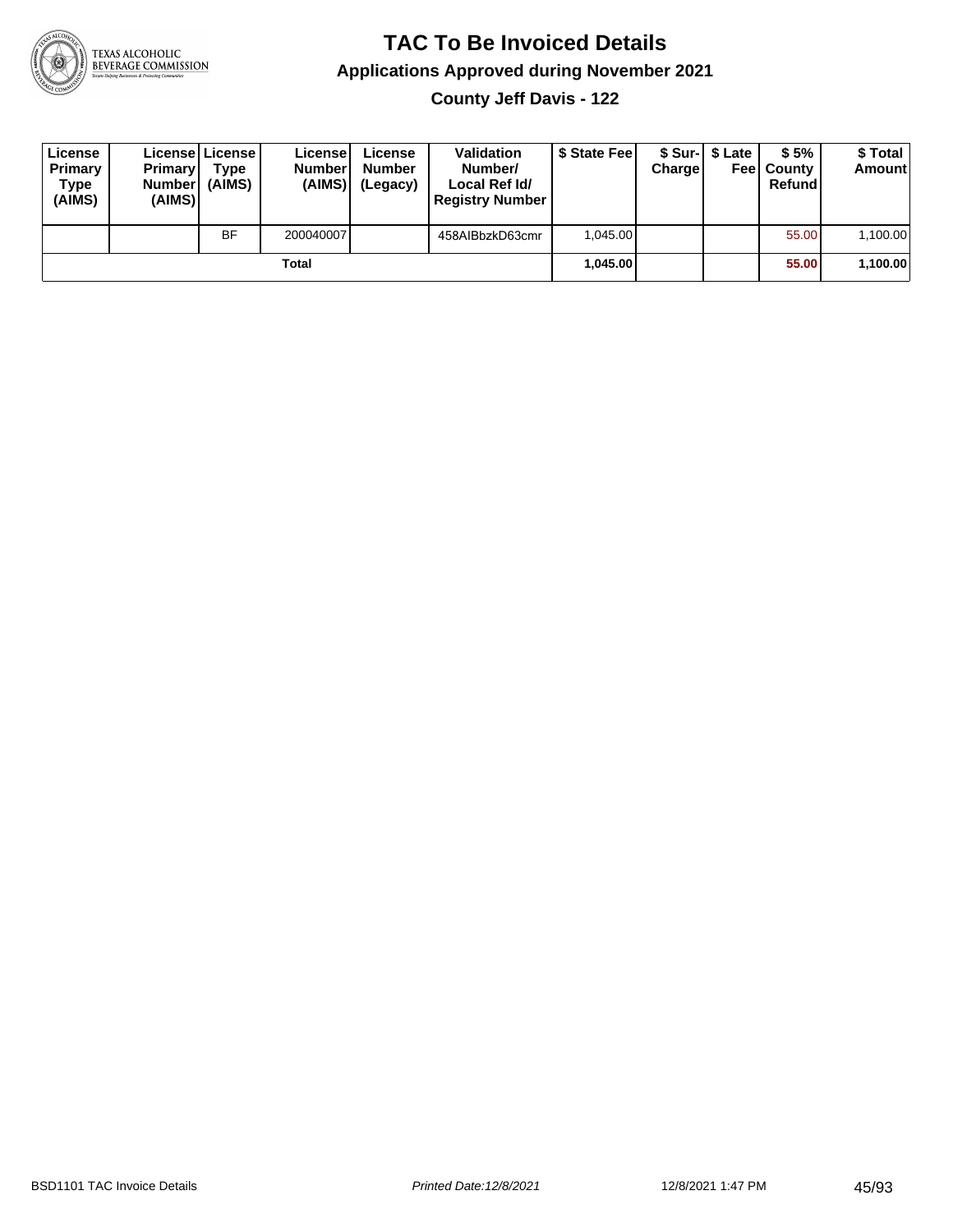# TAC To Be Invoiced Details

## Applications Approved during November 2021

### County Jeff Davis - 122

| License Primary Type (AIMS) | License Primary Number (AIMS) | License Type (AIMS) | License Number (AIMS) | License Number (Legacy) | Validation Number/ Local Ref Id/ Registry Number | $ State Fee | $ Sur-Charge | $ Late Fee | $ 5% County Refund | $ Total Amount |
|---|---|---|---|---|---|---|---|---|---|---|
| | | BF | 200040007 | | 458AIBbzkD63cmr | 1,045.00 | | | 55.00 | 1,100.00 |
| | | | Total | | | 1,045.00 | | | 55.00 | 1,100.00 |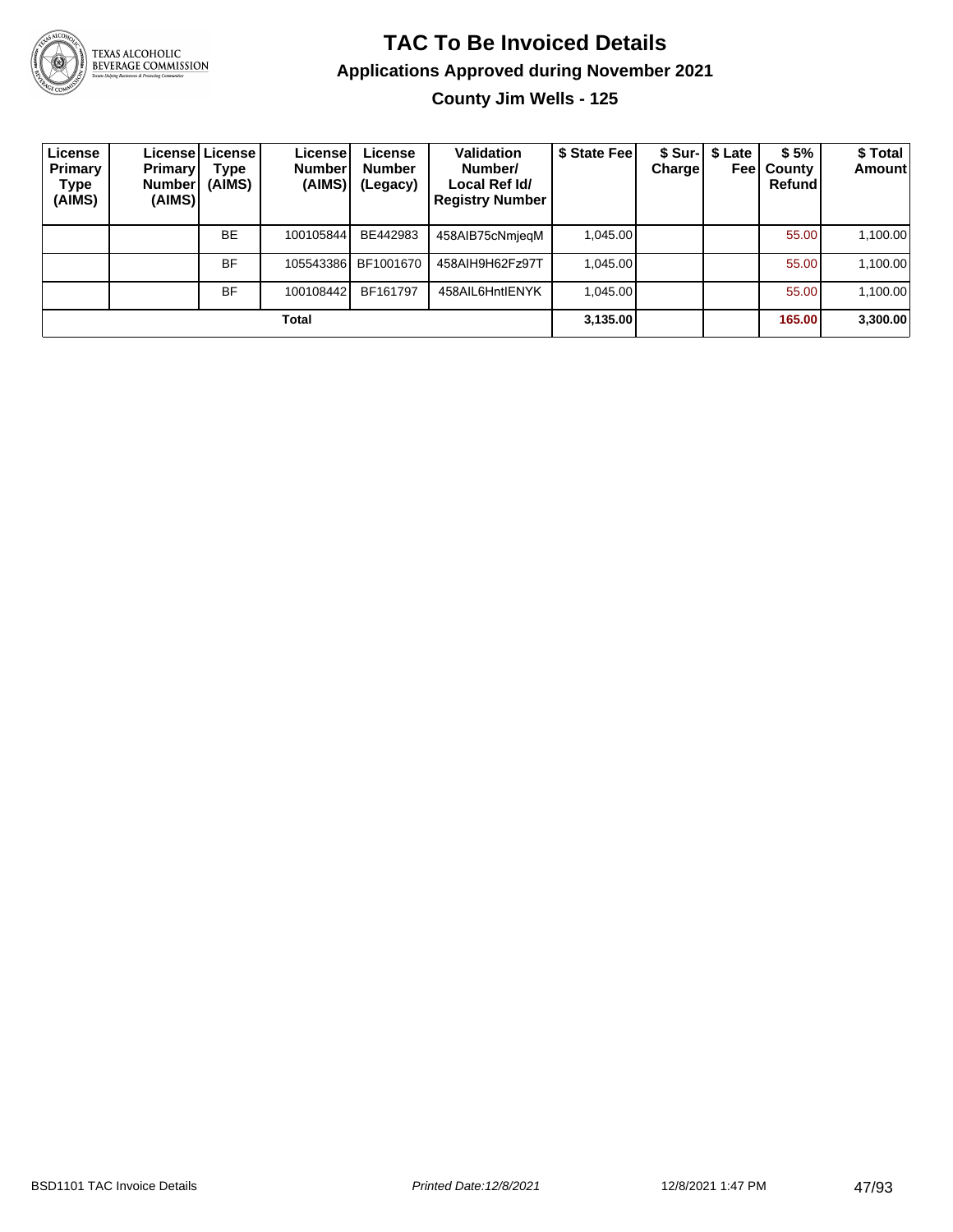# TAC To Be Invoiced Details

## Applications Approved during November 2021

### County Jim Wells - 125

| License Primary Type (AIMS) | License Primary Number (AIMS) | License Type (AIMS) | License Number (AIMS) | License Number (Legacy) | Validation Number/ Local Ref Id/ Registry Number | $ State Fee | $ Sur-Charge | $ Late Fee | $ 5% County Refund | $ Total Amount |
|---|---|---|---|---|---|---|---|---|---|---|
| | | BE | 100105844 | BE442983 | 458AIB75cNmjeqM | 1,045.00 | | | 55.00 | 1,100.00 |
| | | BF | 105543386 | BF1001670 | 458AIH9H62Fz97T | 1,045.00 | | | 55.00 | 1,100.00 |
| | | BF | 100108442 | BF161797 | 458AIL6HntIENYK | 1,045.00 | | | 55.00 | 1,100.00 |
| **Total** | | | | | | **3,135.00** | | | **165.00** | **3,300.00** |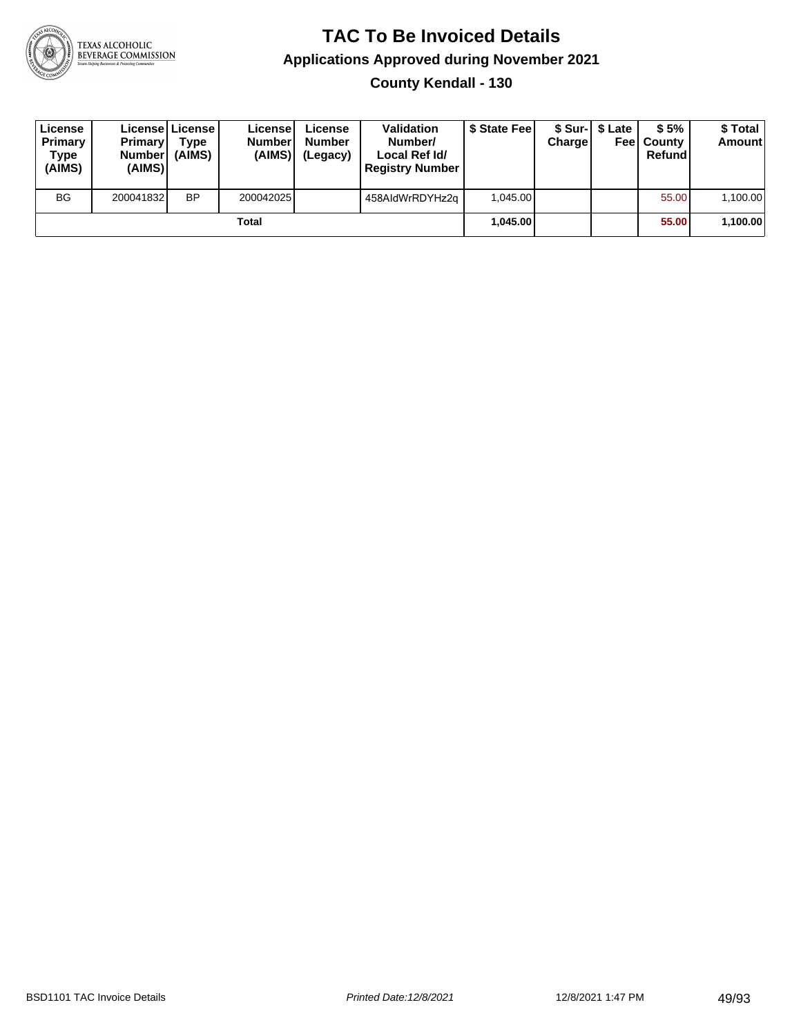# TAC To Be Invoiced Details

## Applications Approved during November 2021

### County Kendall - 130

| License Primary Type (AIMS) | License Primary Number (AIMS) | License Type (AIMS) | License Number (AIMS) | License Number (Legacy) | Validation Number/ Local Ref Id/ Registry Number | $ State Fee | $ Sur-Charge | $ Late Fee | $ 5% County Refund | $ Total Amount |
|---|---|---|---|---|---|---|---|---|---|---|
| BG | 200041832 | BP | 200042025 | | 458AIdWrRDYHz2q | 1,045.00 | | | 55.00 | 1,100.00 |
| | | | Total | | | **1,045.00** | | | **55.00** | **1,100.00** |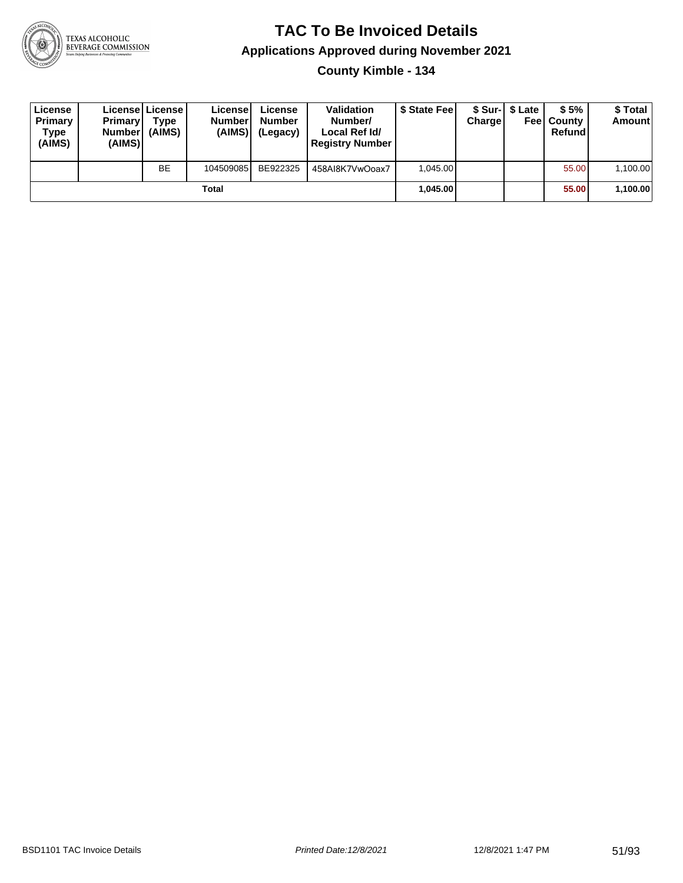# TAC To Be Invoiced Details

## Applications Approved during November 2021

### County Kimble - 134

| License Primary Type (AIMS) | License Primary Number (AIMS) | License Type (AIMS) | License Number (AIMS) | License Number (Legacy) | Validation Number/ Local Ref Id/ Registry Number | $ State Fee | $ Sur-Charge | $ Late Fee | $ 5% County Refund | $ Total Amount |
|---|---|---|---|---|---|---|---|---|---|---|
| | | BE | 104509085 | BE922325 | 458AI8K7VwOoax7 | 1,045.00 | | | 55.00 | 1,100.00 |
| | | | **Total** | | | **1,045.00** | | | **55.00** | **1,100.00** |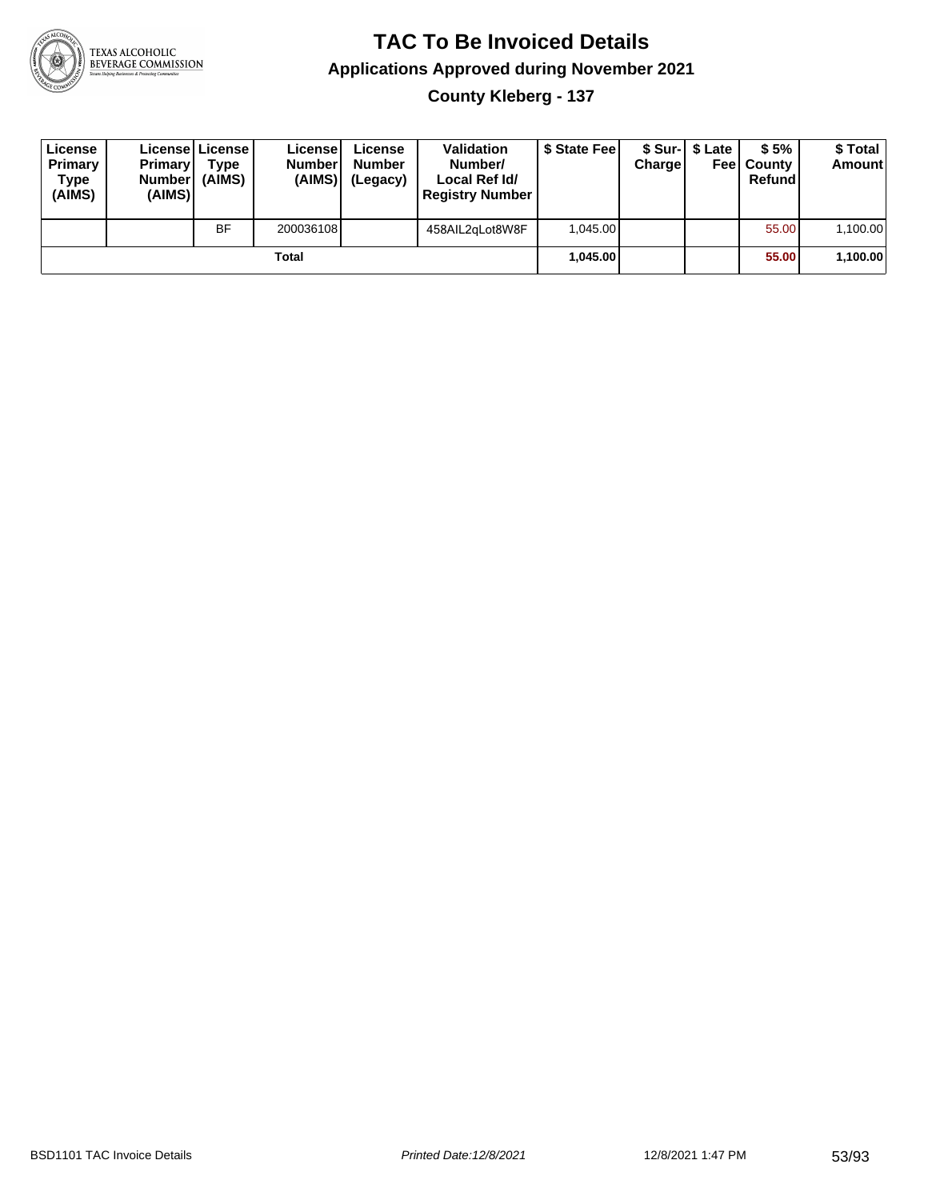# TAC To Be Invoiced Details

## Applications Approved during November 2021

### County Kleberg - 137

| License Primary Type (AIMS) | License Primary Number (AIMS) | License Type (AIMS) | License Number (AIMS) | License Number (Legacy) | Validation Number/ Local Ref Id/ Registry Number | $ State Fee | $ Sur-Charge | $ Late Fee | $ 5% County Refund | $ Total Amount |
|---|---|---|---|---|---|---|---|---|---|---|
| | | BF | 200036108 | | 458AIL2qLot8W8F | 1,045.00 | | | 55.00 | 1,100.00 |
| | | | **Total** | | | **1,045.00** | | | **55.00** | **1,100.00** |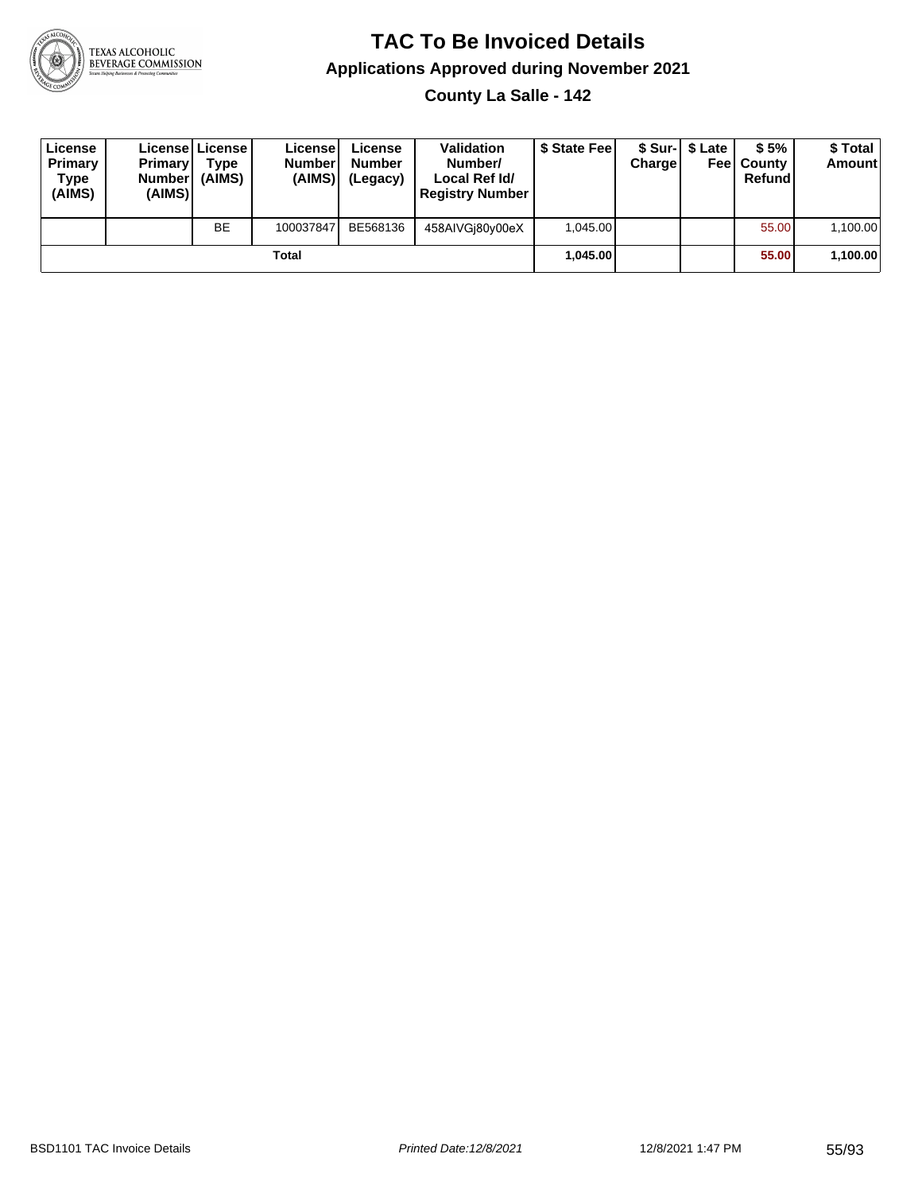# TAC To Be Invoiced Details

## Applications Approved during November 2021

### County La Salle - 142

| License Primary Type (AIMS) | License Primary Number (AIMS) | License Type (AIMS) | License Number (AIMS) | License Number (Legacy) | Validation Number/ Local Ref Id/ Registry Number | $ State Fee | $ Sur-Charge | $ Late Fee | $ 5% County Refund | $ Total Amount |
|---|---|---|---|---|---|---|---|---|---|---|
| | | BE | 100037847 | BE568136 | 458AIVGj80y00eX | 1,045.00 | | | 55.00 | 1,100.00 |
| | | | Total | | | **1,045.00** | | | **55.00** | **1,100.00** |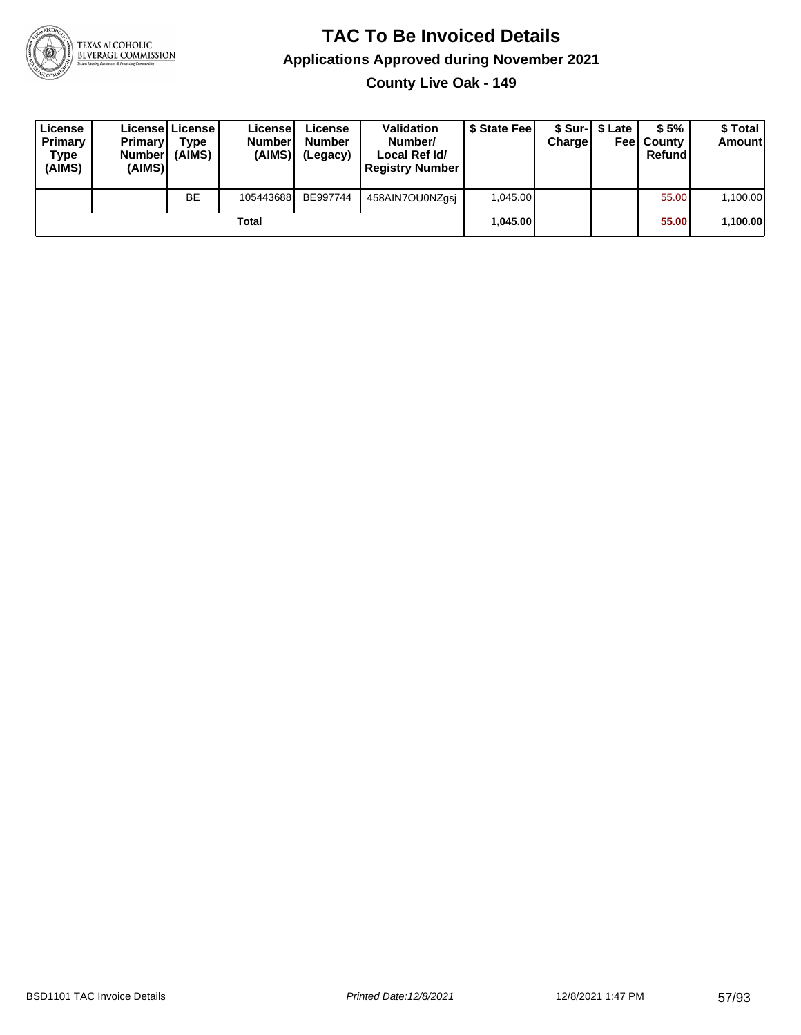# TAC To Be Invoiced Details

## Applications Approved during November 2021

### County Live Oak - 149

| License Primary Type (AIMS) | License Primary Number (AIMS) | License Type (AIMS) | License Number (AIMS) | License Number (Legacy) | Validation Number/ Local Ref Id/ Registry Number | $ State Fee | $ Sur-Charge | $ Late Fee | $ 5% County Refund | $ Total Amount |
|---|---|---|---|---|---|---|---|---|---|---|
| | | BE | 105443688 | BE997744 | 458AIN7OU0NZgsj | 1,045.00 | | | 55.00 | 1,100.00 |
| Total | | | | | | 1,045.00 | | | 55.00 | 1,100.00 |

BSD1101 TAC Invoice Details | Printed Date:12/8/2021 | 12/8/2021 1:47 PM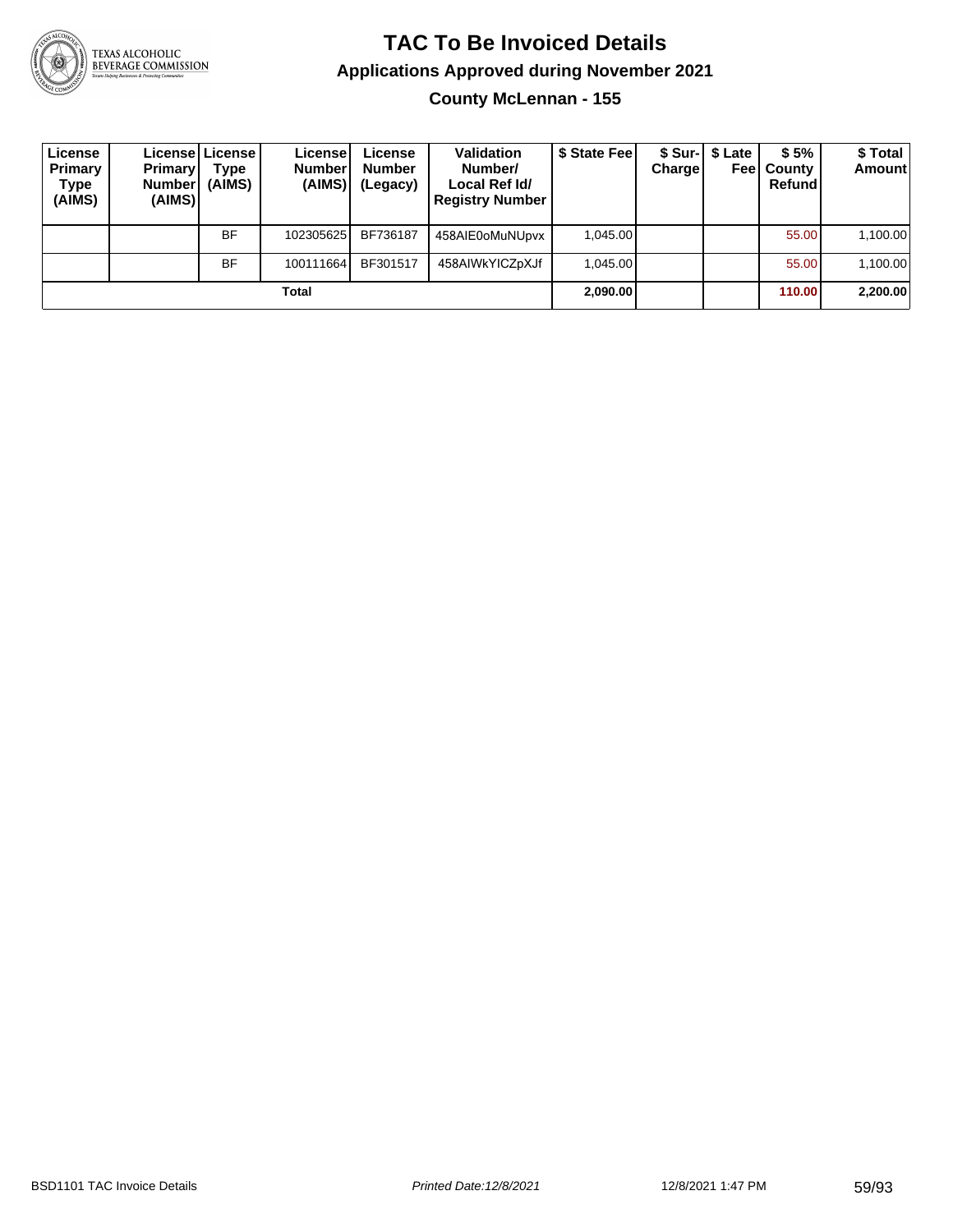# TAC To Be Invoiced Details

## Applications Approved during November 2021

### County McLennan - 155

| License Primary Type (AIMS) | License Primary Number (AIMS) | License Type (AIMS) | License Number (AIMS) | License Number (Legacy) | Validation Number/ Local Ref Id/ Registry Number | $ State Fee | $ Sur-Charge | $ Late Fee | $ 5% County Refund | $ Total Amount |
|---|---|---|---|---|---|---|---|---|---|---|
| | | BF | 102305625 | BF736187 | 458AIE0oMuNUpvx | 1,045.00 | | | 55.00 | 1,100.00 |
| | | BF | 100111664 | BF301517 | 458AIWkYICZpXJf | 1,045.00 | | | 55.00 | 1,100.00 |
| **Total** | | | | | | **2,090.00** | | | **110.00** | **2,200.00** |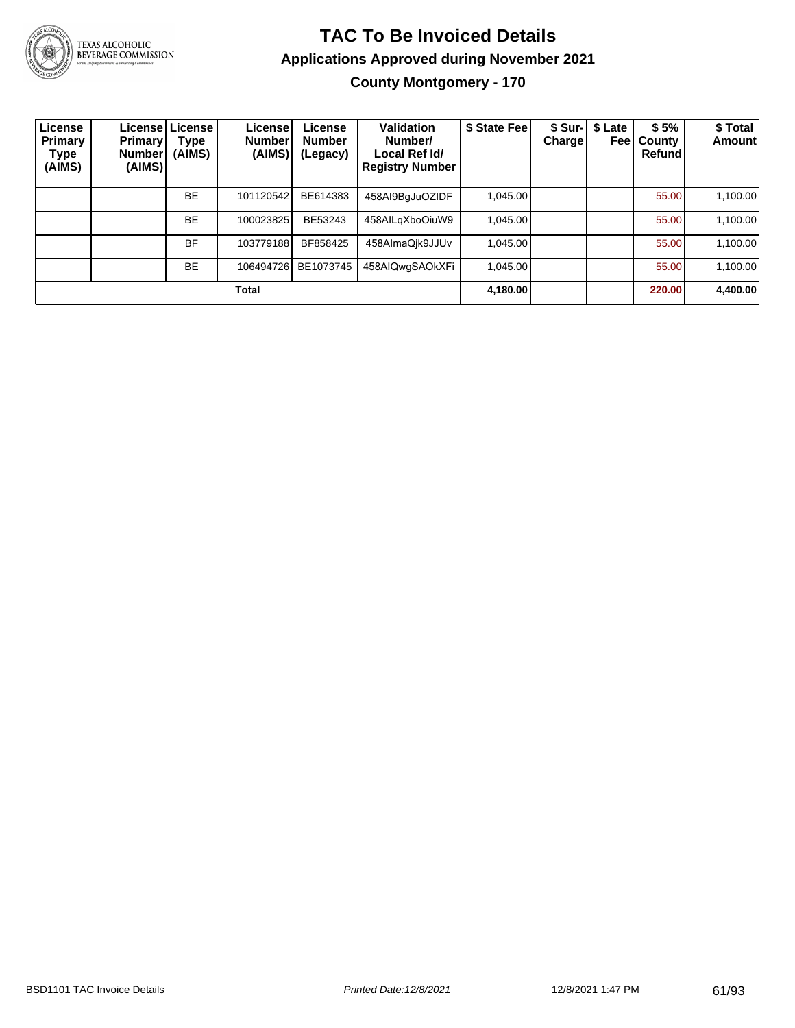# TAC To Be Invoiced Details

## Applications Approved during November 2021

### County Montgomery - 170

| License Primary Type (AIMS) | License Primary Number (AIMS) | License Type (AIMS) | License Number (AIMS) | License Number (Legacy) | Validation Number/ Local Ref Id/ Registry Number | $ State Fee | $ Sur-Charge | $ Late Fee | $ 5% County Refund | $ Total Amount |
|---|---|---|---|---|---|---|---|---|---|---|
| | | BE | 101120542 | BE614383 | 458AI9BgJuOZIDF | 1,045.00 | | | 55.00 | 1,100.00 |
| | | BE | 100023825 | BE53243 | 458AILqXboOiuW9 | 1,045.00 | | | 55.00 | 1,100.00 |
| | | BF | 103779188 | BF858425 | 458AImaQjk9JJUv | 1,045.00 | | | 55.00 | 1,100.00 |
| | | BE | 106494726 | BE1073745 | 458AIQwgSAOkXFi | 1,045.00 | | | 55.00 | 1,100.00 |
| | | | **Total** | | | **4,180.00** | | | **220.00** | **4,400.00** |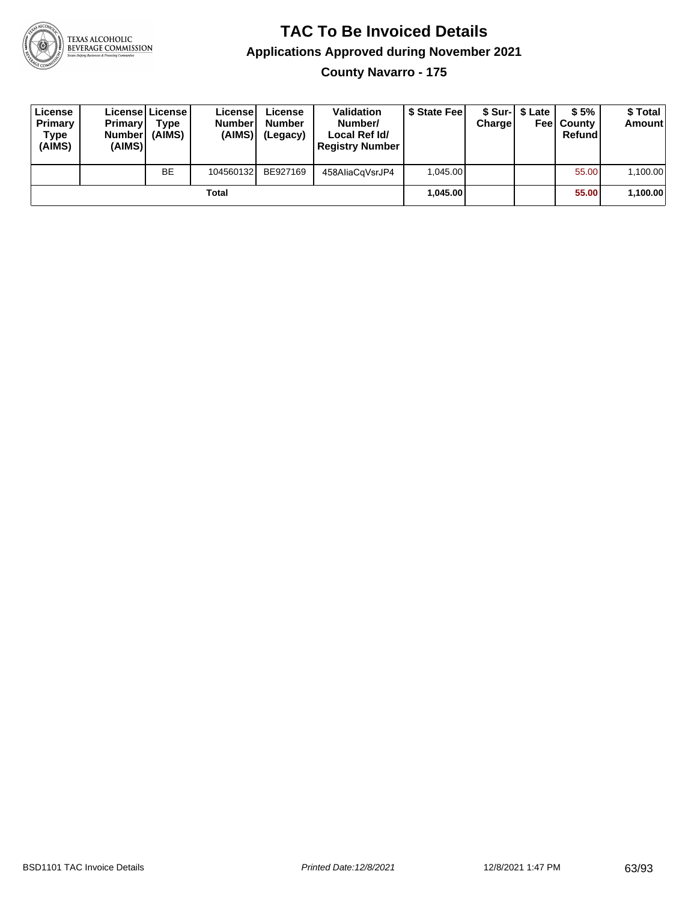# TAC To Be Invoiced Details

## Applications Approved during November 2021

### County Navarro - 175

| License Primary Type (AIMS) | License Primary Number (AIMS) | License Type (AIMS) | License Number (AIMS) | License Number (Legacy) | Validation Number/ Local Ref Id/ Registry Number | $ State Fee | $ Sur-Charge | $ Late Fee | $ 5% County Refund | $ Total Amount |
|---|---|---|---|---|---|---|---|---|---|---|
| | | BE | 104560132 | BE927169 | 458AliaCqVsrJP4 | 1,045.00 | | | 55.00 | 1,100.00 |
| | | | Total | | | **1,045.00** | | | **55.00** | **1,100.00** |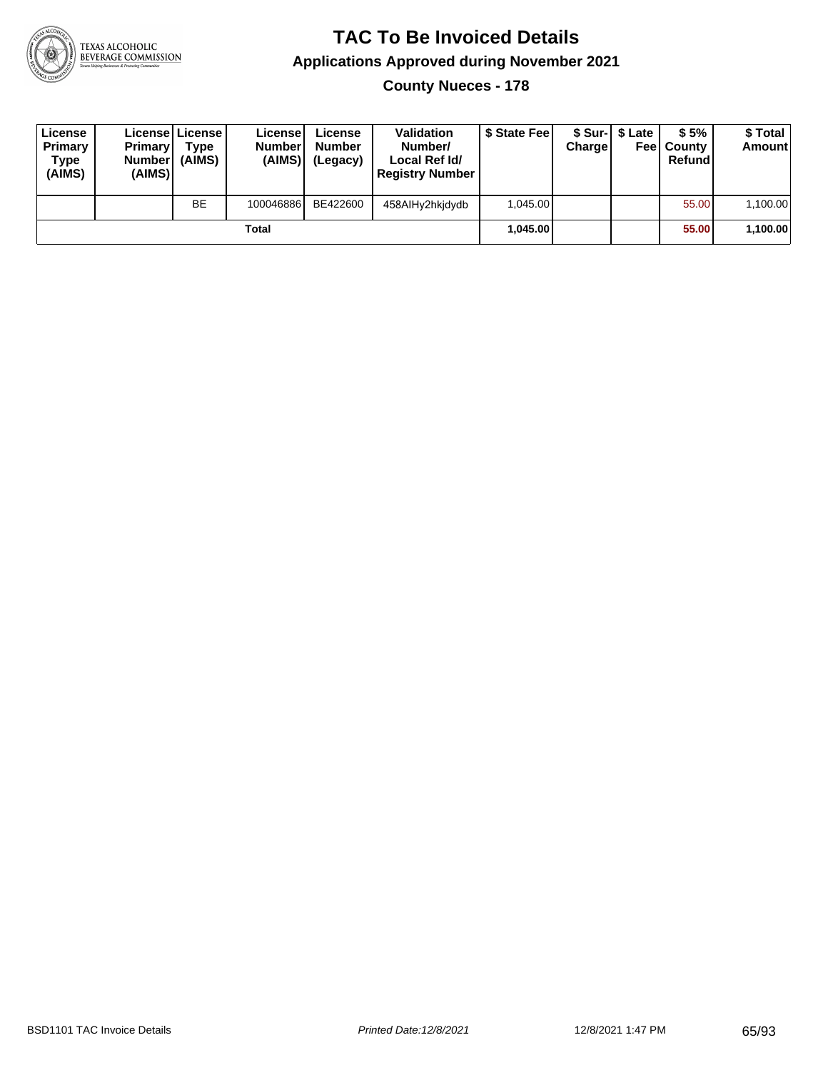# TAC To Be Invoiced Details

## Applications Approved during November 2021

### County Nueces - 178

| License Primary Type (AIMS) | License Primary Number (AIMS) | License Type (AIMS) | License Number (AIMS) | License Number (Legacy) | Validation Number/ Local Ref Id/ Registry Number | $ State Fee | $ Sur-Charge | $ Late Fee | $ 5% County Refund | $ Total Amount |
|---|---|---|---|---|---|---|---|---|---|---|
| | | BE | 100046886 | BE422600 | 458AIHy2hkjdydb | 1,045.00 | | | 55.00 | 1,100.00 |
| | | | Total | | | **1,045.00** | | | **55.00** | **1,100.00** |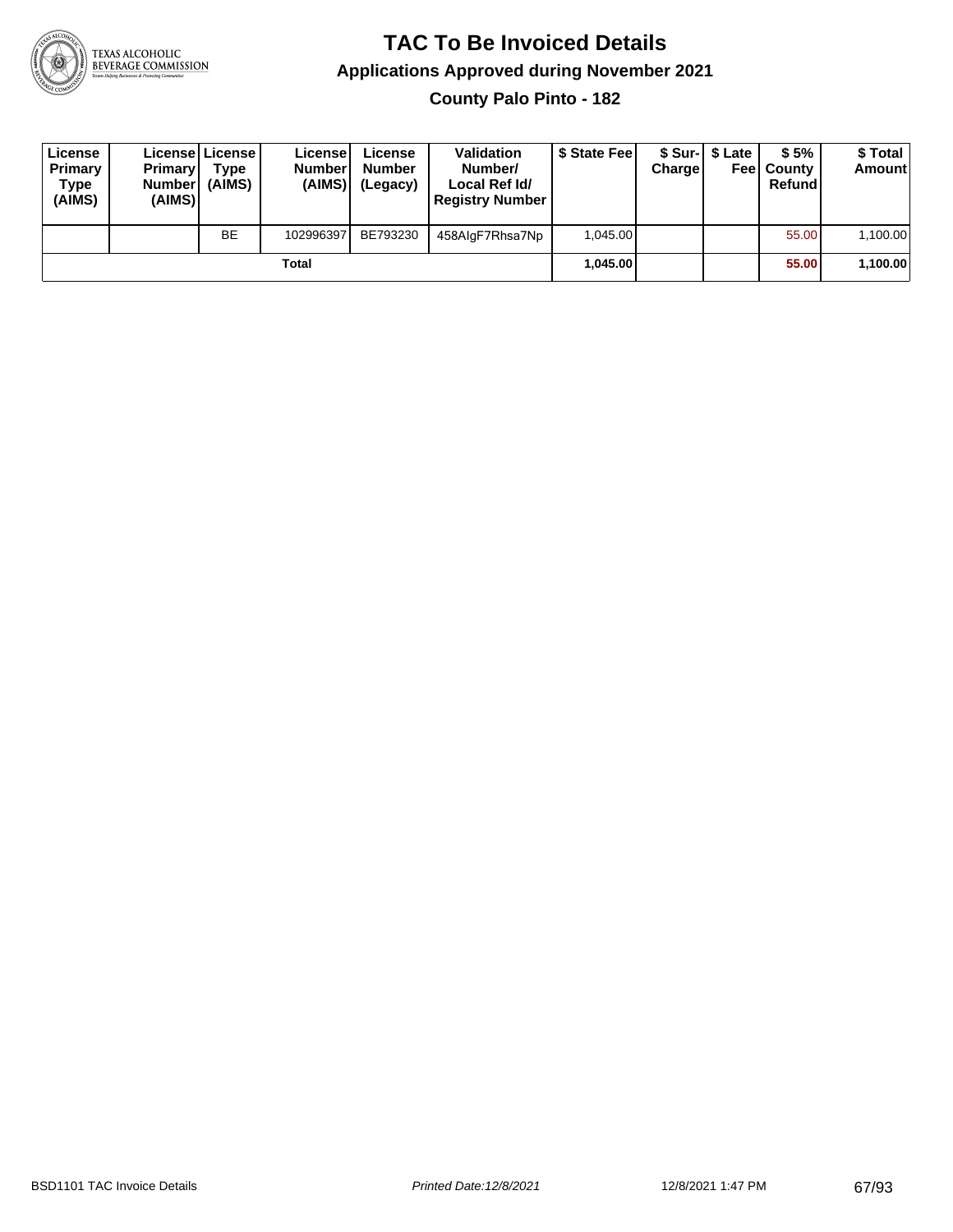# TAC To Be Invoiced Details

## Applications Approved during November 2021

### County Palo Pinto - 182

| License Primary Type (AIMS) | License Primary Number (AIMS) | License Type (AIMS) | License Number (AIMS) | License Number (Legacy) | Validation Number/ Local Ref Id/ Registry Number | $ State Fee | $ Sur-Charge | $ Late Fee | $ 5% County Refund | $ Total Amount |
|---|---|---|---|---|---|---|---|---|---|---|
| | | BE | 102996397 | BE793230 | 458AlgF7Rhsa7Np | 1,045.00 | | | 55.00 | 1,100.00 |
| | | | Total | | | **1,045.00** | | | **55.00** | **1,100.00** |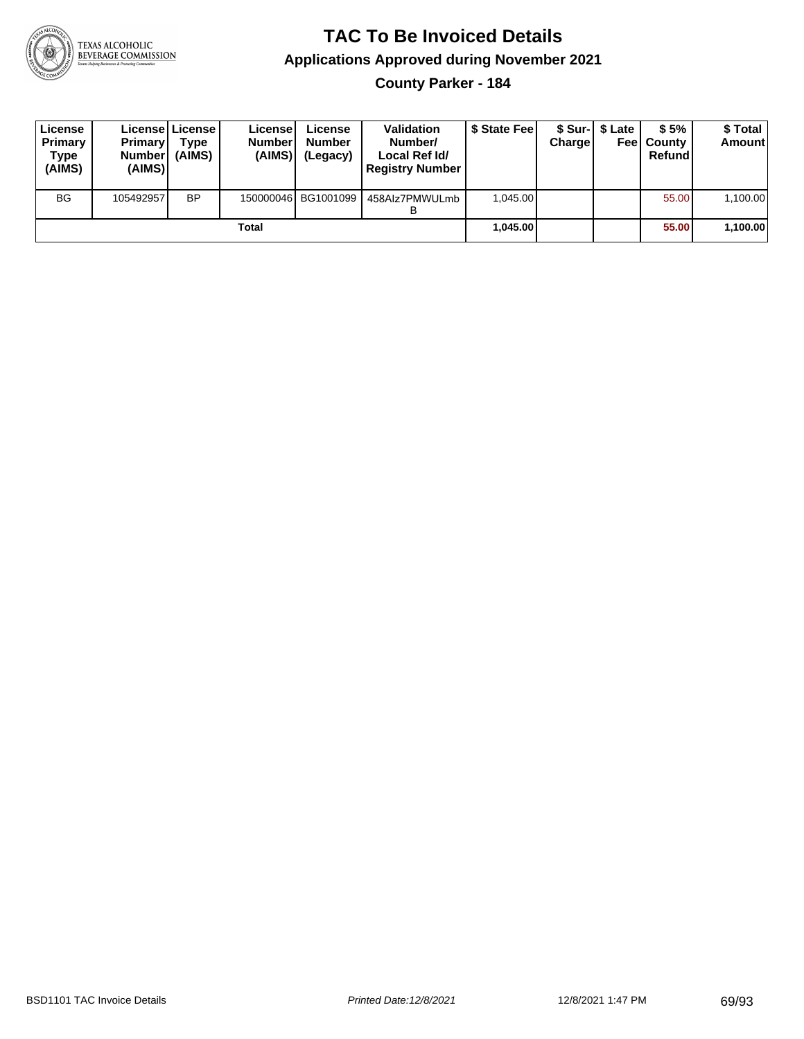# TAC To Be Invoiced Details

## Applications Approved during November 2021

### County Parker - 184

| License Primary Type (AIMS) | License Primary Number (AIMS) | License Type (AIMS) | License Number (AIMS) | License Number (Legacy) | Validation Number/ Local Ref Id/ Registry Number | $ State Fee | $ Sur-Charge | $ Late Fee | $ 5% County Refund | $ Total Amount |
|---|---|---|---|---|---|---|---|---|---|---|
| BG | 105492957 | BP | 150000046 | BG1001099 | 458Alz7PMWULmbB | 1,045.00 | | | 55.00 | 1,100.00 |
| Total | | | | | | 1,045.00 | | | 55.00 | 1,100.00 |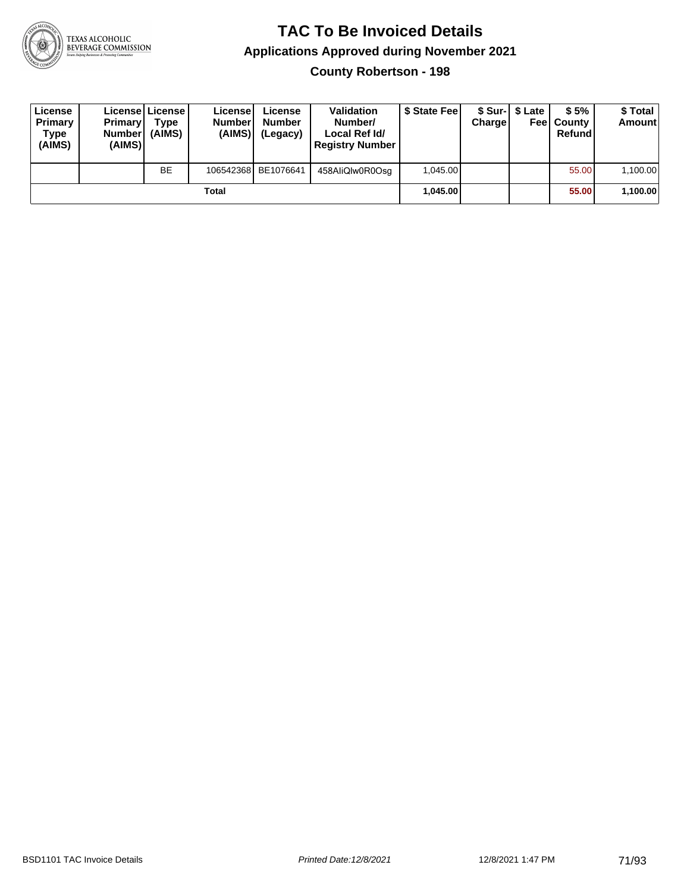# TAC To Be Invoiced Details

## Applications Approved during November 2021

### County Robertson - 198

| License Primary Type (AIMS) | License Primary Number (AIMS) | License Type (AIMS) | License Number (AIMS) | License Number (Legacy) | Validation Number/ Local Ref Id/ Registry Number | $ State Fee | $ Sur-Charge | $ Late Fee | $ 5% County Refund | $ Total Amount |
|---|---|---|---|---|---|---|---|---|---|---|
| | | BE | 106542368 | BE1076641 | 458AliQlw0R0Osg | 1,045.00 | | | 55.00 | 1,100.00 |
| | | | Total | | | **1,045.00** | | | **55.00** | **1,100.00** |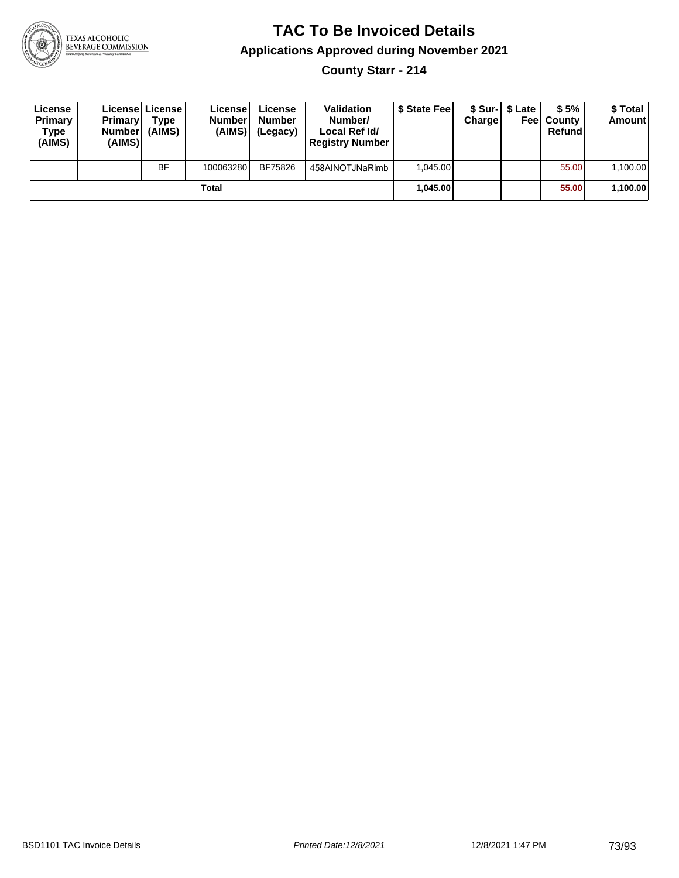# TAC To Be Invoiced Details

## Applications Approved during November 2021

### County Starr - 214

| License Primary Type (AIMS) | License Primary Number (AIMS) | License Type (AIMS) | License Number (AIMS) | License Number (Legacy) | Validation Number/ Local Ref Id/ Registry Number | $ State Fee | $ Sur-Charge | $ Late Fee | $ 5% County Refund | $ Total Amount |
|---|---|---|---|---|---|---|---|---|---|---|
| | | BF | 100063280 | BF75826 | 458AINOTJNaRimb | 1,045.00 | | | 55.00 | 1,100.00 |
| | | | Total | | | **1,045.00** | | | **55.00** | **1,100.00** |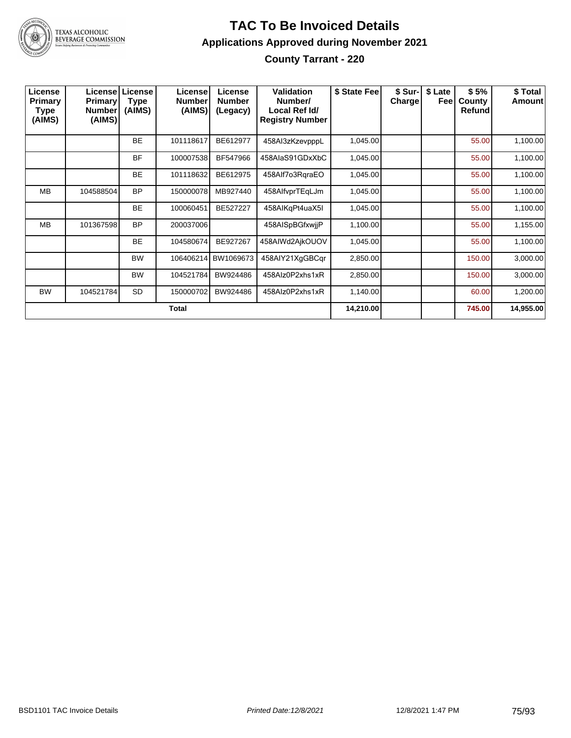# TAC To Be Invoiced Details

## Applications Approved during November 2021

### County Tarrant - 220

| License Primary Type (AIMS) | License Primary Number (AIMS) | License Type (AIMS) | License Number (AIMS) | License Number (Legacy) | Validation Number/ Local Ref Id/ Registry Number | $ State Fee | $ Sur-Charge | $ Late Fee | $ 5% County Refund | $ Total Amount |
|---|---|---|---|---|---|---|---|---|---|---|
| | | BE | 101118617 | BE612977 | 458AI3zKzevpppL | 1,045.00 | | | 55.00 | 1,100.00 |
| | | BF | 100007538 | BF547966 | 458AIaS91GDxXbC | 1,045.00 | | | 55.00 | 1,100.00 |
| | | BE | 101118632 | BE612975 | 458AIf7o3RqraEO | 1,045.00 | | | 55.00 | 1,100.00 |
| MB | 104588504 | BP | 150000078 | MB927440 | 458AIfvprTEqLJm | 1,045.00 | | | 55.00 | 1,100.00 |
| | | BE | 100060451 | BE527227 | 458AIKqPt4uaX5I | 1,045.00 | | | 55.00 | 1,100.00 |
| MB | 101367598 | BP | 200037006 | | 458AISpBGfxwjjP | 1,100.00 | | | 55.00 | 1,155.00 |
| | | BE | 104580674 | BE927267 | 458AIWd2AjkOUOV | 1,045.00 | | | 55.00 | 1,100.00 |
| | | BW | 106406214 | BW1069673 | 458AIY21XgGBCqr | 2,850.00 | | | 150.00 | 3,000.00 |
| | | BW | 104521784 | BW924486 | 458AIz0P2xhs1xR | 2,850.00 | | | 150.00 | 3,000.00 |
| BW | 104521784 | SD | 150000702 | BW924486 | 458AIz0P2xhs1xR | 1,140.00 | | | 60.00 | 1,200.00 |
| Total | | | | | | 14,210.00 | | | 745.00 | 14,955.00 |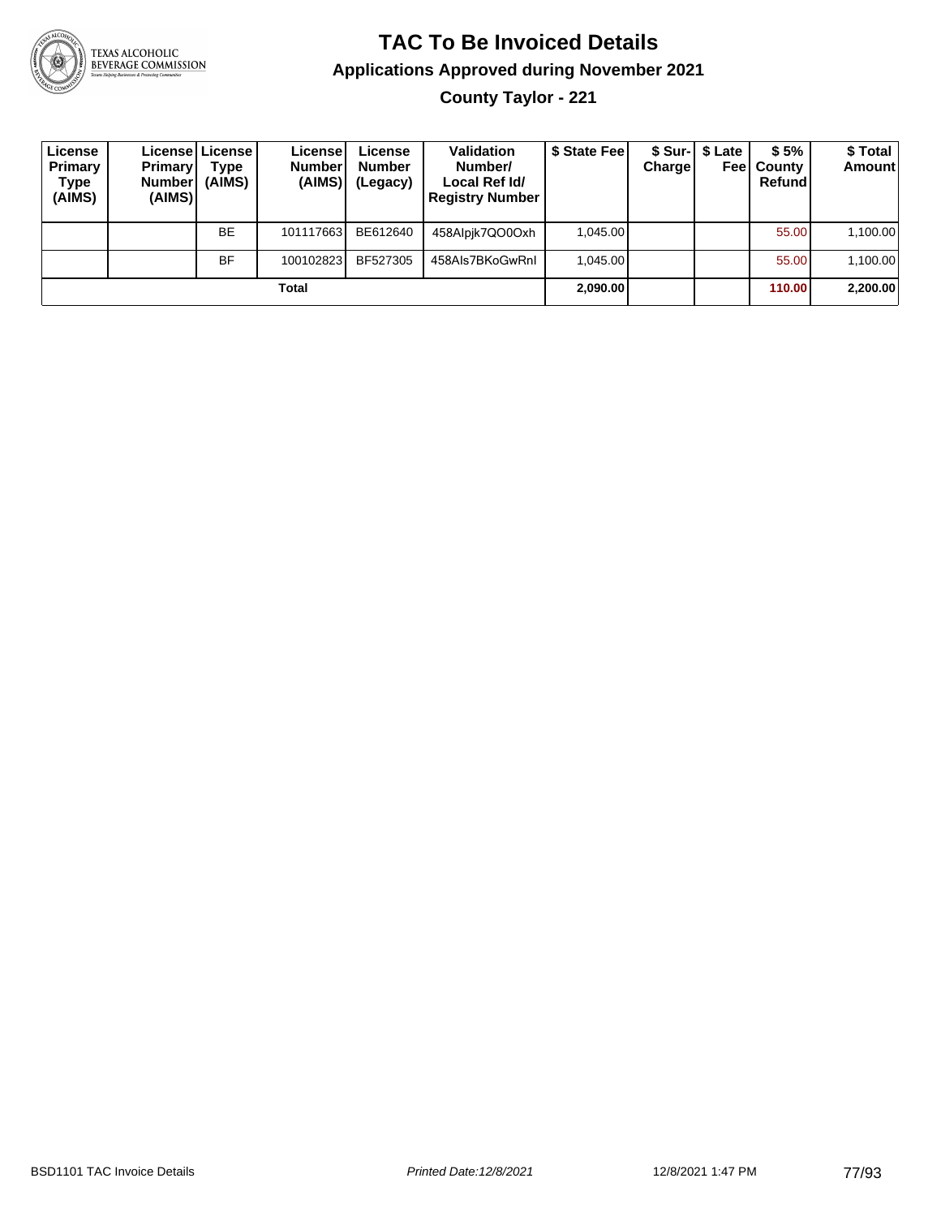# TAC To Be Invoiced Details

## Applications Approved during November 2021

### County Taylor - 221

| License Primary Type (AIMS) | License Primary Number (AIMS) | License Type (AIMS) | License Number (AIMS) | License Number (Legacy) | Validation Number/ Local Ref Id/ Registry Number | $ State Fee | $ Sur-Charge | $ Late Fee | $ 5% County Refund | $ Total Amount |
|---|---|---|---|---|---|---|---|---|---|---|
| | | BE | 101117663 | BE612640 | 458Alpjk7QO0Oxh | 1,045.00 | | | 55.00 | 1,100.00 |
| | | BF | 100102823 | BF527305 | 458Als7BKoGwRnl | 1,045.00 | | | 55.00 | 1,100.00 |
| | | | **Total** | | | **2,090.00** | | | **110.00** | **2,200.00** |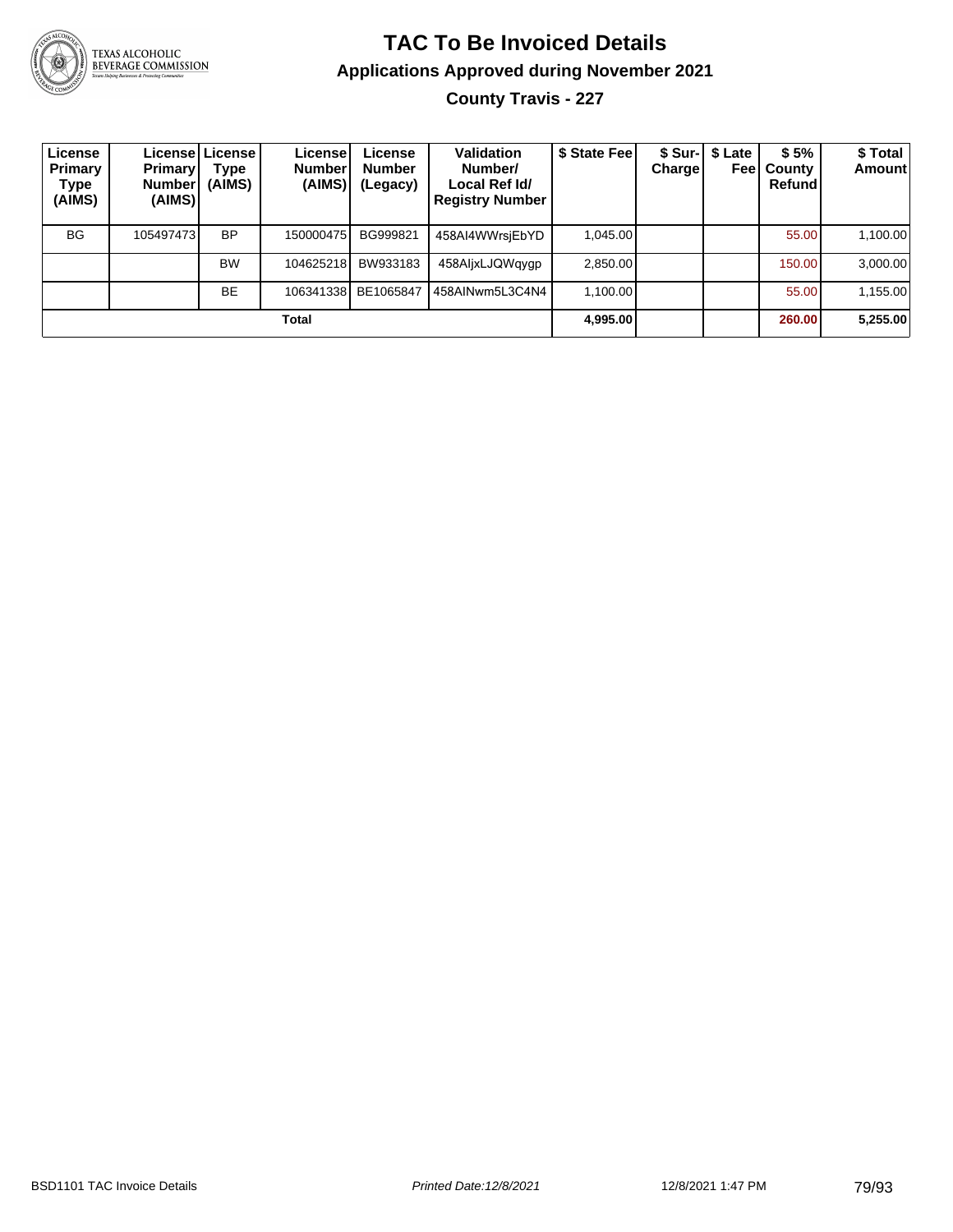# TAC To Be Invoiced Details

## Applications Approved during November 2021

### County Travis - 227

| License Primary Type (AIMS) | License Primary Number (AIMS) | License Type (AIMS) | License Number (AIMS) | License Number (Legacy) | Validation Number/ Local Ref Id/ Registry Number | $ State Fee | $ Sur-Charge | $ Late Fee | $ 5% County Refund | $ Total Amount |
|---|---|---|---|---|---|---|---|---|---|---|
| BG | 105497473 | BP | 150000475 | BG999821 | 458AI4WWrsjEbYD | 1,045.00 | | | 55.00 | 1,100.00 |
| | | BW | 104625218 | BW933183 | 458AljxLJQWqygp | 2,850.00 | | | 150.00 | 3,000.00 |
| | | BE | 106341338 | BE1065847 | 458AINwm5L3C4N4 | 1,100.00 | | | 55.00 | 1,155.00 |
| | | | **Total** | | | **4,995.00** | | | **260.00** | **5,255.00** |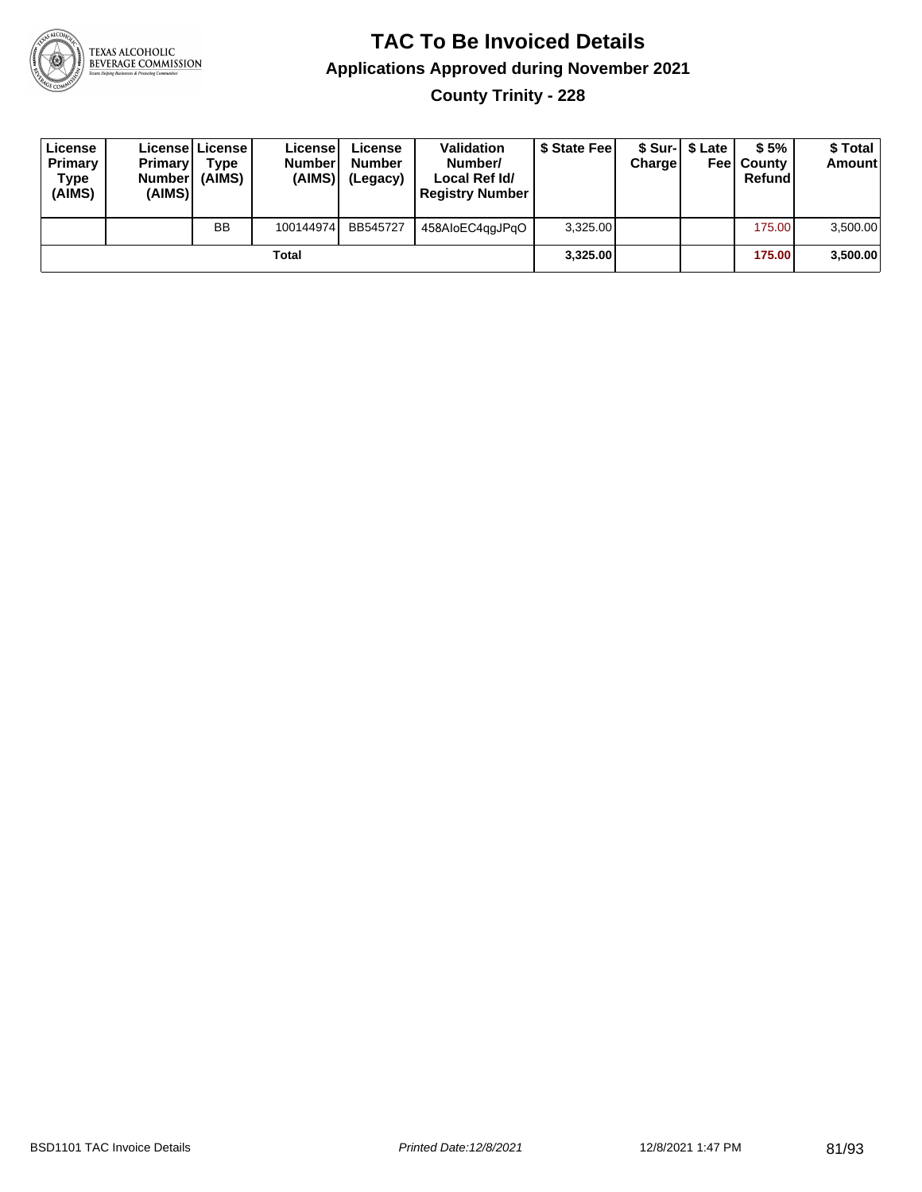# TAC To Be Invoiced Details

## Applications Approved during November 2021

### County Trinity - 228

| License Primary Type (AIMS) | License Primary Number (AIMS) | License Type (AIMS) | License Number (AIMS) | License Number (Legacy) | Validation Number/ Local Ref Id/ Registry Number | $ State Fee | $ Sur-Charge | $ Late Fee | $ 5% County Refund | $ Total Amount |
|---|---|---|---|---|---|---|---|---|---|---|
| | | BB | 100144974 | BB545727 | 458AIoEC4qgJPqO | 3,325.00 | | | 175.00 | 3,500.00 |
| | | | Total | | | **3,325.00** | | | **175.00** | **3,500.00** |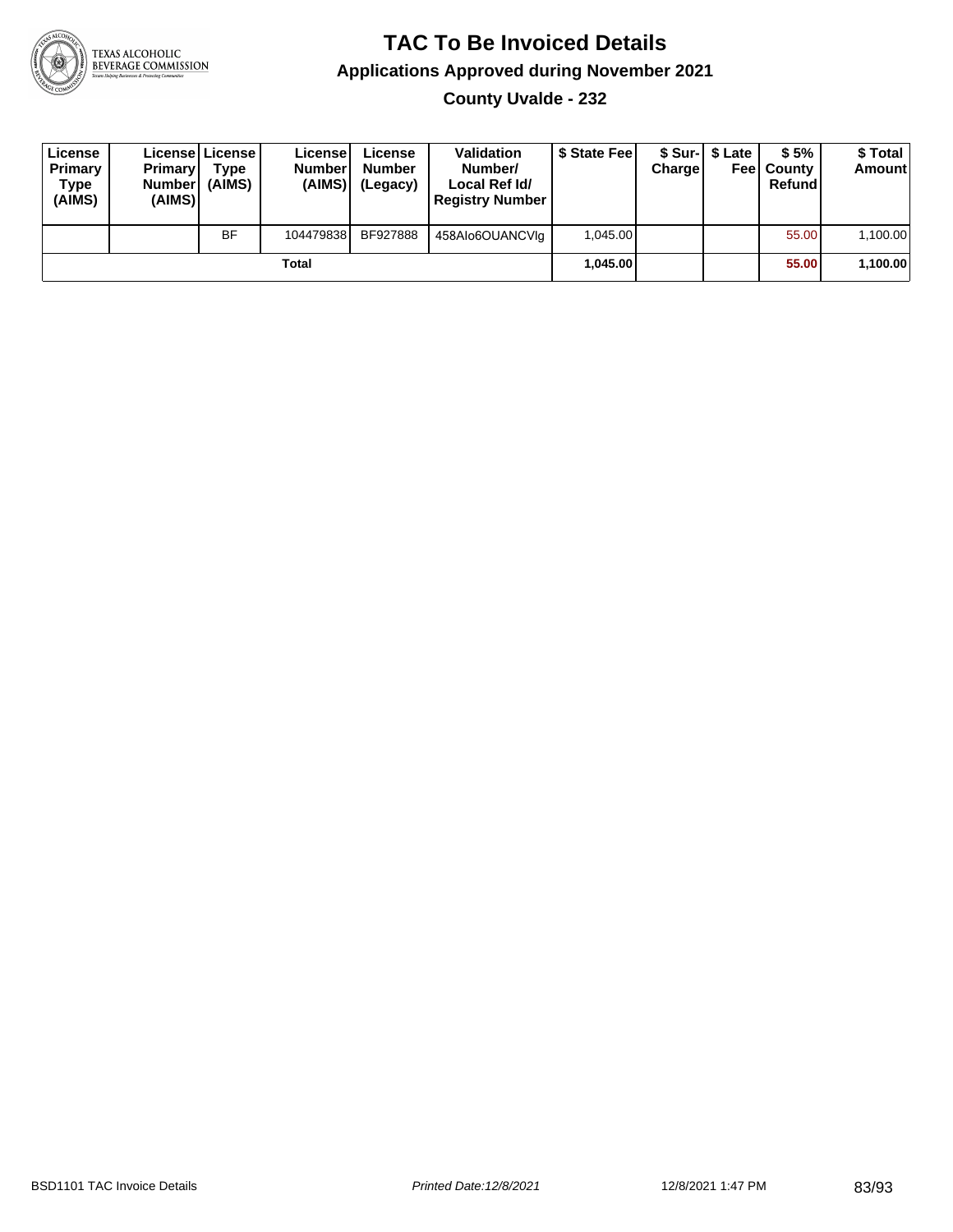# TAC To Be Invoiced Details

## Applications Approved during November 2021

### County Uvalde - 232

| License Primary Type (AIMS) | License Primary Number (AIMS) | License Type (AIMS) | License Number (AIMS) | License Number (Legacy) | Validation Number/ Local Ref Id/ Registry Number | $ State Fee | $ Sur-Charge | $ Late Fee | $ 5% County Refund | $ Total Amount |
|---|---|---|---|---|---|---|---|---|---|---|
| | | BF | 104479838 | BF927888 | 458AIo6OUANCVlg | 1,045.00 | | | 55.00 | 1,100.00 |
| | | | **Total** | | | **1,045.00** | | | **55.00** | **1,100.00** |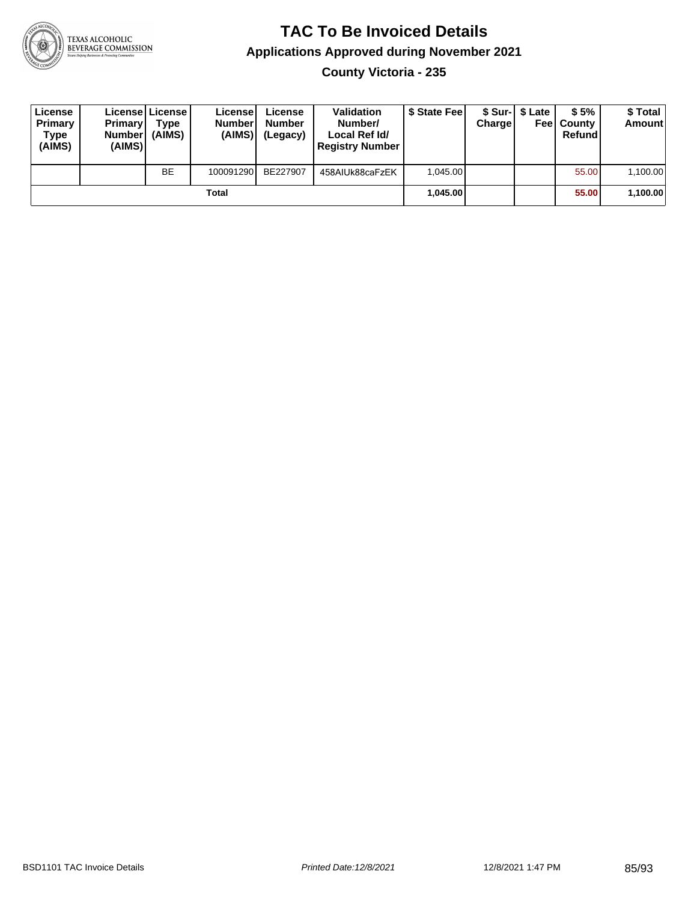# TAC To Be Invoiced Details

## Applications Approved during November 2021

### County Victoria - 235

| License Primary Type (AIMS) | License Primary Number (AIMS) | License Type (AIMS) | License Number (AIMS) | License Number (Legacy) | Validation Number/ Local Ref Id/ Registry Number | $ State Fee | $ Sur-Charge | $ Late Fee | $ 5% County Refund | $ Total Amount |
|---|---|---|---|---|---|---|---|---|---|---|
| | | BE | 100091290 | BE227907 | 458AIUk88caFzEK | 1,045.00 | | | 55.00 | 1,100.00 |
| | | | Total | | | **1,045.00** | | | **55.00** | **1,100.00** |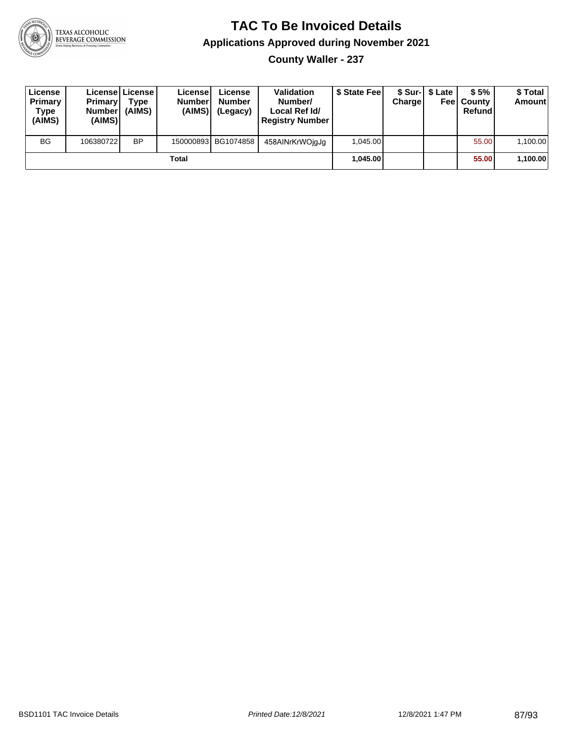# TAC To Be Invoiced Details

## Applications Approved during November 2021

### County Waller - 237

| License Primary Type (AIMS) | License Primary Number (AIMS) | License Type (AIMS) | License Number (AIMS) | License Number (Legacy) | Validation Number/ Local Ref Id/ Registry Number | $ State Fee | $ Sur-Charge | $ Late Fee | $ 5% County Refund | $ Total Amount |
|---|---|---|---|---|---|---|---|---|---|---|
| BG | 106380722 | BP | 150000893 | BG1074858 | 458AINrKrWOjgJg | 1,045.00 | | | 55.00 | 1,100.00 |
| | | | Total | | | **1,045.00** | | | **55.00** | **1,100.00** |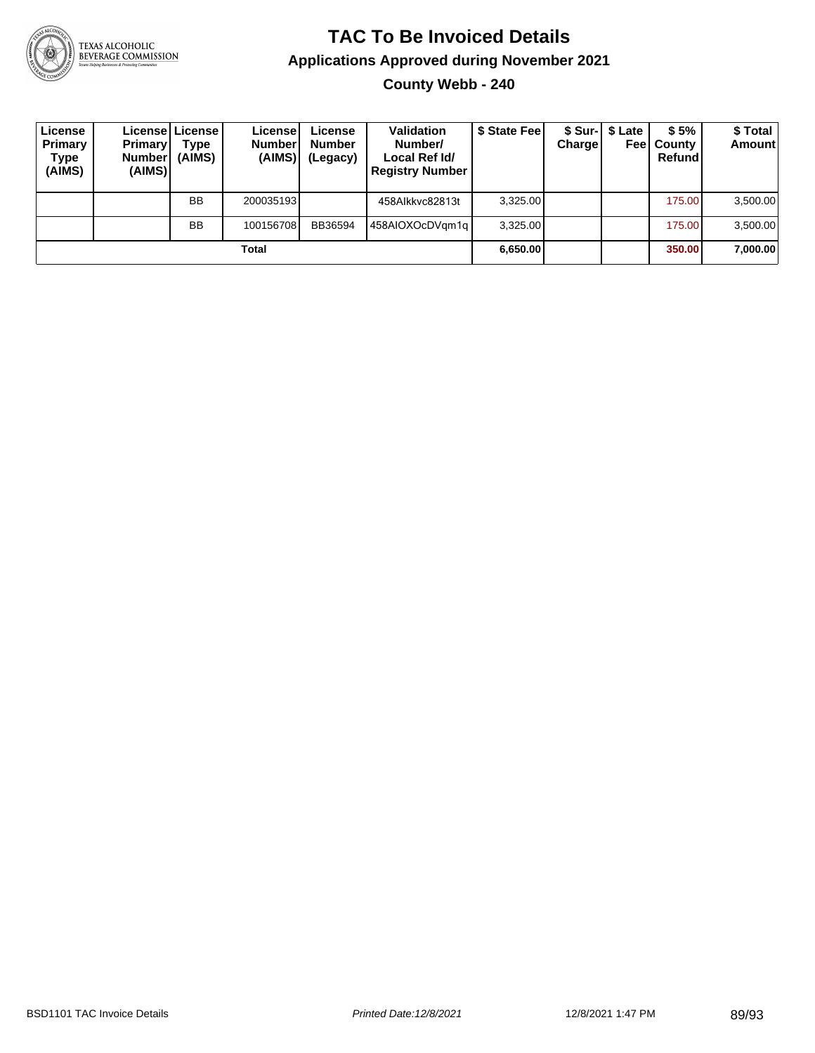# TAC To Be Invoiced Details

## Applications Approved during November 2021

### County Webb - 240

| License Primary Type (AIMS) | License Primary Number (AIMS) | License Type (AIMS) | License Number (AIMS) | License Number (Legacy) | Validation Number/ Local Ref Id/ Registry Number | $ State Fee | $ Sur-Charge | $ Late Fee | $ 5% County Refund | $ Total Amount |
|---|---|---|---|---|---|---|---|---|---|---|
| | | BB | 200035193 | | 458AIkkvc82813t | 3,325.00 | | | 175.00 | 3,500.00 |
| | | BB | 100156708 | BB36594 | 458AIOXOcDVqm1q | 3,325.00 | | | 175.00 | 3,500.00 |
| | | | **Total** | | | **6,650.00** | | | **350.00** | **7,000.00** |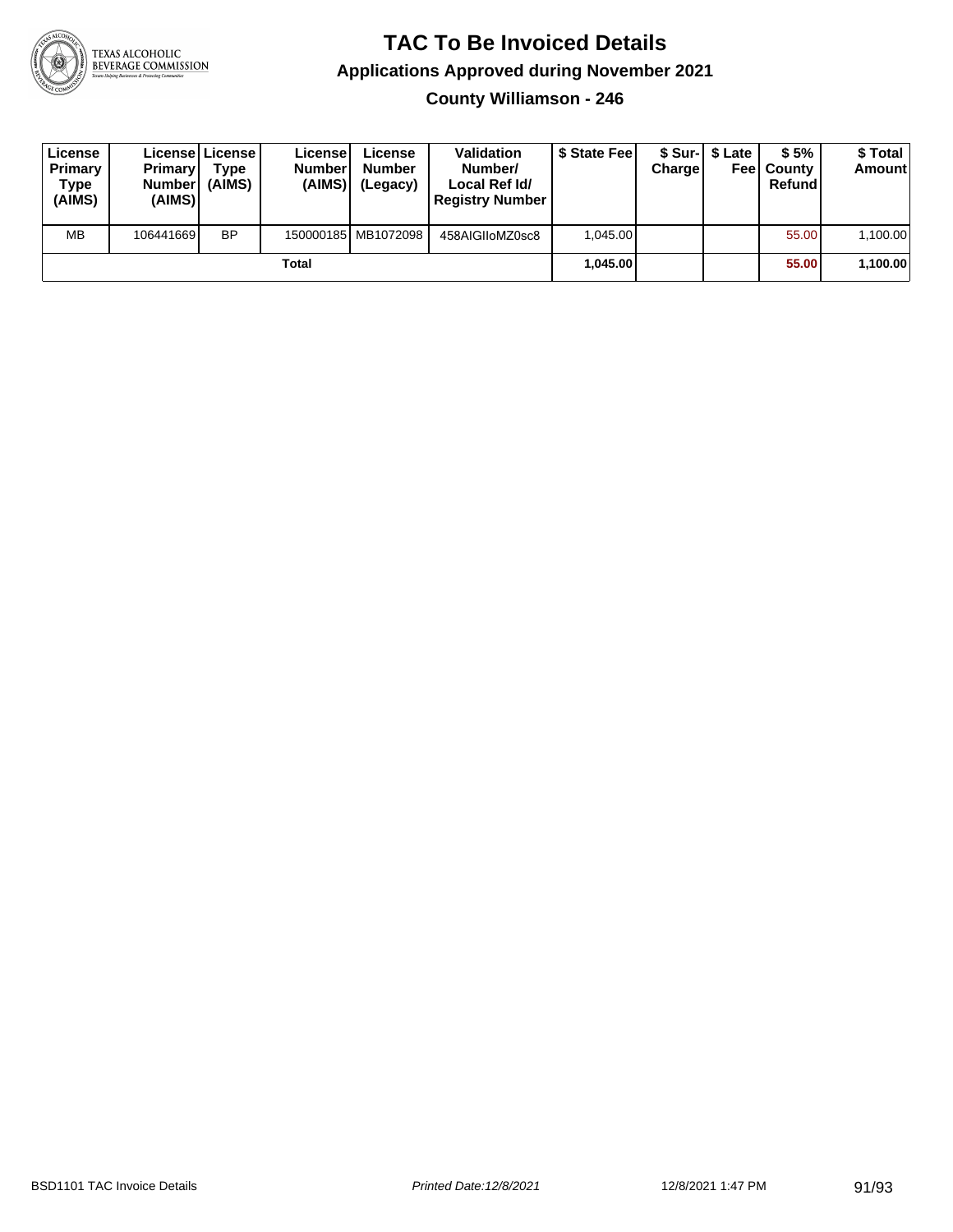# TAC To Be Invoiced Details

## Applications Approved during November 2021

### County Williamson - 246

| License Primary Type (AIMS) | License Primary Number (AIMS) | License Type (AIMS) | License Number (AIMS) | License Number (Legacy) | Validation Number/ Local Ref Id/ Registry Number | $ State Fee | $ Sur-Charge | $ Late Fee | $ 5% County Refund | $ Total Amount |
|---|---|---|---|---|---|---|---|---|---|---|
| MB | 106441669 | BP | 150000185 | MB1072098 | 458AIGIIoMZ0sc8 | 1,045.00 | | | 55.00 | 1,100.00 |
| | | | Total | | | 1,045.00 | | | 55.00 | 1,100.00 |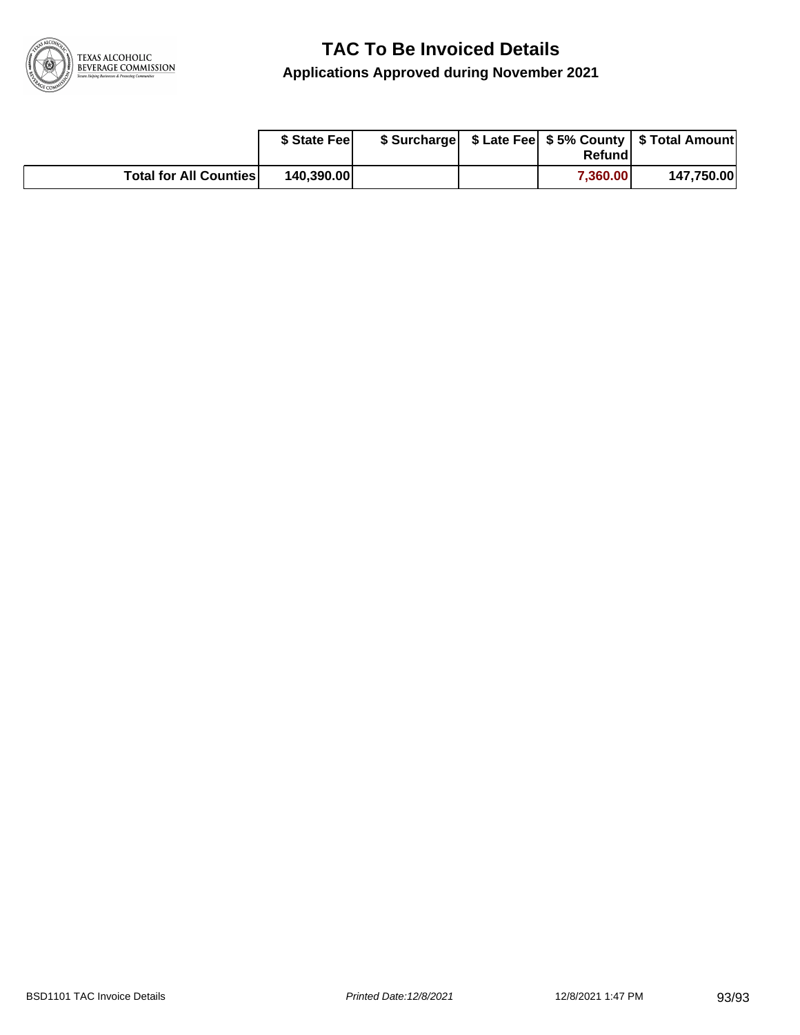# TAC To Be Invoiced Details

## Applications Approved during November 2021

| | $ State Fee | $ Surcharge | $ Late Fee | $ 5% County Refund | $ Total Amount |
|---|---|---|---|---|---|
| **Total for All Counties** | 140,390.00 | | | 7,360.00 | 147,750.00 |